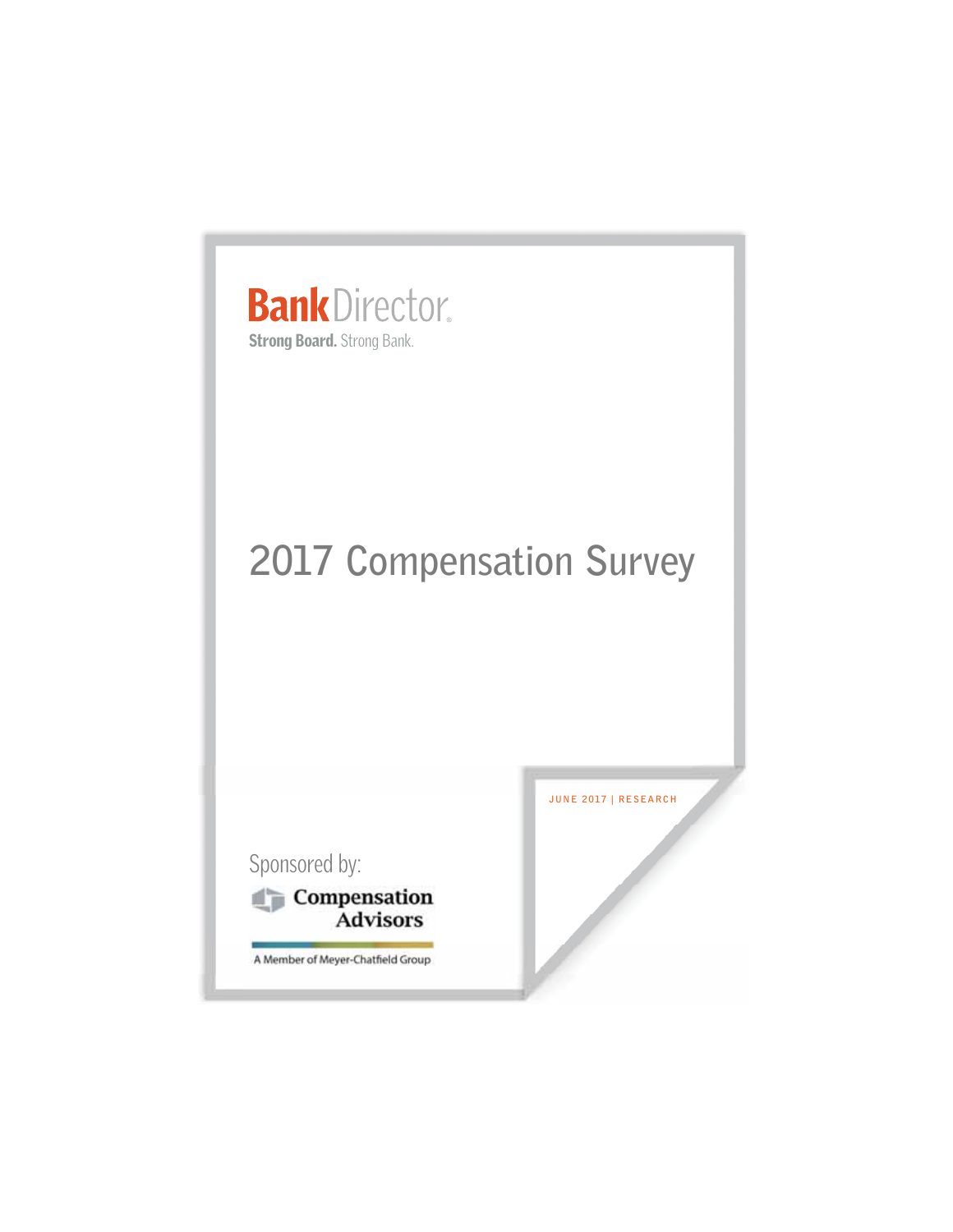Bank Director

Strong Board. Strong Bank.

# 2017 Compensation Survey

JUNE 2017 | RESEARCH

Sponsored by:

Compensation Advisors

A Member of Meyer-Chatfield Group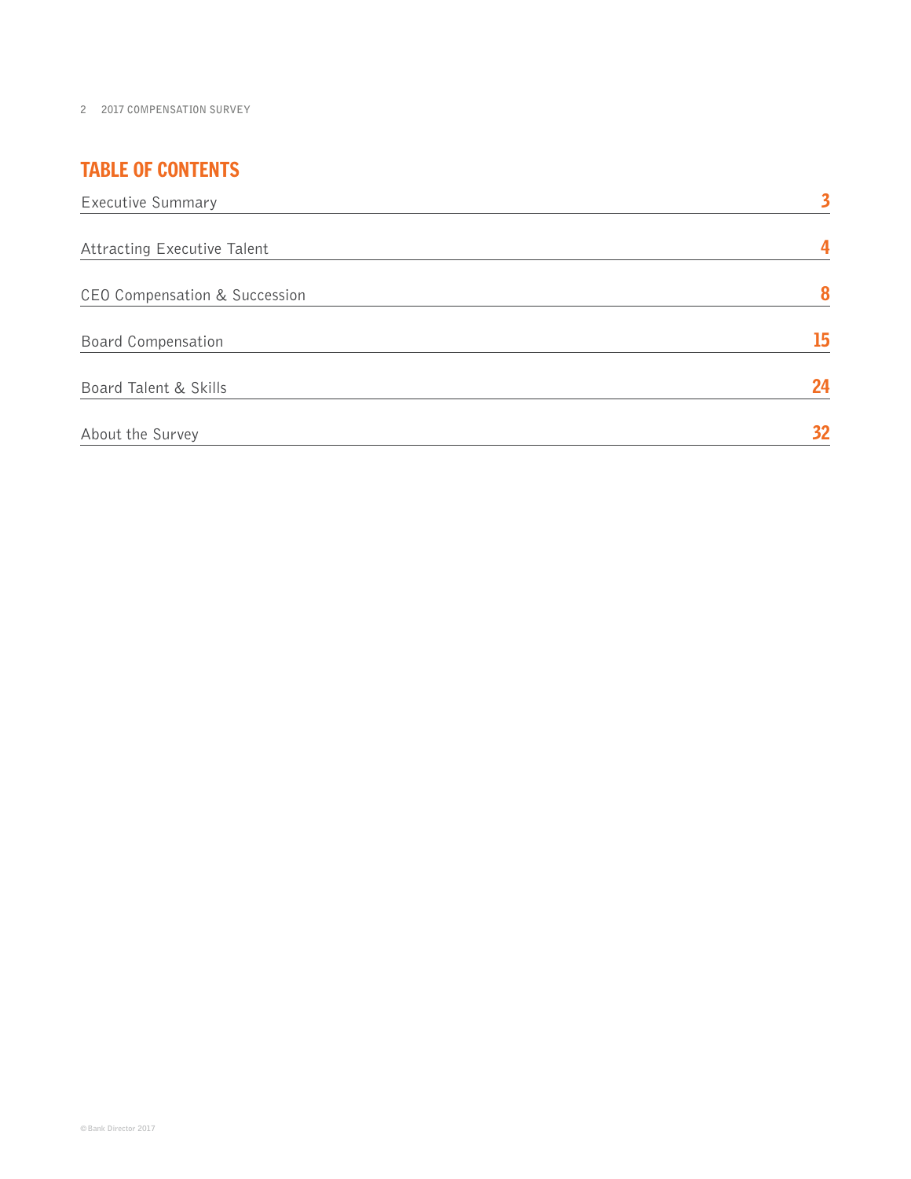## TABLE OF CONTENTS

| | |
|---|---|
| Executive Summary | 3 |
| Attracting Executive Talent | 4 |
| CEO Compensation & Succession | 8 |
| Board Compensation | 15 |
| Board Talent & Skills | 24 |
| About the Survey | 32 |

© Bank Director 2017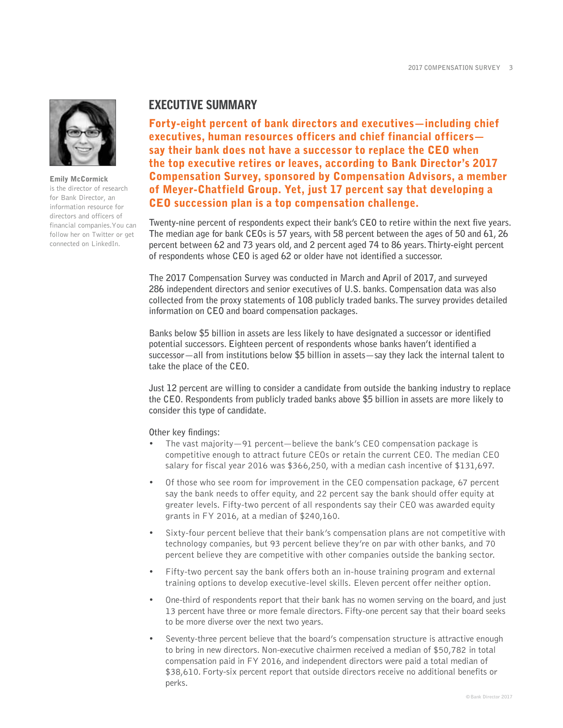**Emily McCormick** is the director of research for Bank Director, an information resource for directors and officers of financial companies. You can follow her on Twitter or get connected on LinkedIn.

## EXECUTIVE SUMMARY

**Forty-eight percent of bank directors and executives—including chief executives, human resources officers and chief financial officers—say their bank does not have a successor to replace the CEO when the top executive retires or leaves, according to Bank Director's 2017 Compensation Survey, sponsored by Compensation Advisors, a member of Meyer-Chatfield Group. Yet, just 17 percent say that developing a CEO succession plan is a top compensation challenge.**

Twenty-nine percent of respondents expect their bank's CEO to retire within the next five years. The median age for bank CEOs is 57 years, with 58 percent between the ages of 50 and 61, 26 percent between 62 and 73 years old, and 2 percent aged 74 to 86 years. Thirty-eight percent of respondents whose CEO is aged 62 or older have not identified a successor.

The 2017 Compensation Survey was conducted in March and April of 2017, and surveyed 286 independent directors and senior executives of U.S. banks. Compensation data was also collected from the proxy statements of 108 publicly traded banks. The survey provides detailed information on CEO and board compensation packages.

Banks below $5 billion in assets are less likely to have designated a successor or identified potential successors. Eighteen percent of respondents whose banks haven't identified a successor—all from institutions below $5 billion in assets—say they lack the internal talent to take the place of the CEO.

Just 12 percent are willing to consider a candidate from outside the banking industry to replace the CEO. Respondents from publicly traded banks above $5 billion in assets are more likely to consider this type of candidate.

Other key findings:

- The vast majority—91 percent—believe the bank's CEO compensation package is competitive enough to attract future CEOs or retain the current CEO. The median CEO salary for fiscal year 2016 was $366,250, with a median cash incentive of $131,697.
- Of those who see room for improvement in the CEO compensation package, 67 percent say the bank needs to offer equity, and 22 percent say the bank should offer equity at greater levels. Fifty-two percent of all respondents say their CEO was awarded equity grants in FY 2016, at a median of $240,160.
- Sixty-four percent believe that their bank's compensation plans are not competitive with technology companies, but 93 percent believe they're on par with other banks, and 70 percent believe they are competitive with other companies outside the banking sector.
- Fifty-two percent say the bank offers both an in-house training program and external training options to develop executive-level skills. Eleven percent offer neither option.
- One-third of respondents report that their bank has no women serving on the board, and just 13 percent have three or more female directors. Fifty-one percent say that their board seeks to be more diverse over the next two years.
- Seventy-three percent believe that the board's compensation structure is attractive enough to bring in new directors. Non-executive chairmen received a median of $50,782 in total compensation paid in FY 2016, and independent directors were paid a total median of $38,610. Forty-six percent report that outside directors receive no additional benefits or perks.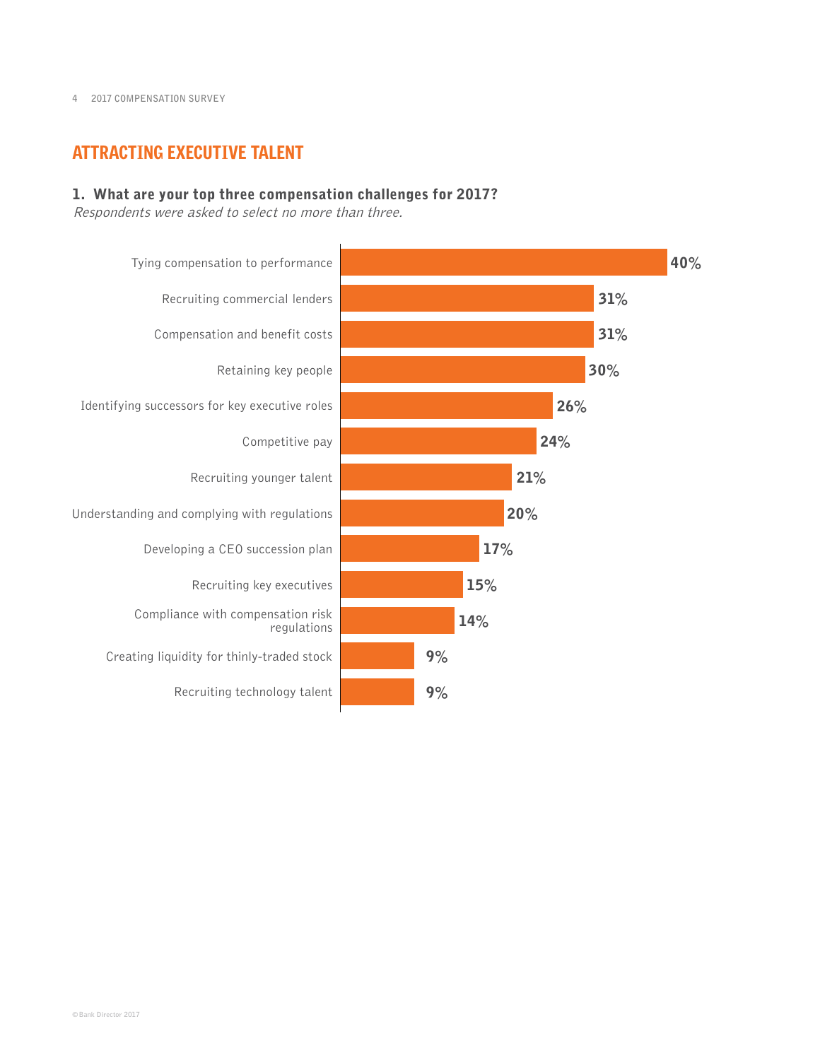## ATTRACTING EXECUTIVE TALENT

### 1. What are your top three compensation challenges for 2017?

*Respondents were asked to select no more than three.*

Tying compensation to performance 40%
Recruiting commercial lenders 31%
Compensation and benefit costs 31%
Retaining key people 30%
Identifying successors for key executive roles 26%
Competitive pay 24%
Recruiting younger talent 21%
Understanding and complying with regulations 20%
Developing a CEO succession plan 17%
Recruiting key executives 15%
Compliance with compensation risk regulations 14%
Creating liquidity for thinly-traded stock 9%
Recruiting technology talent 9%

©Bank Director 2017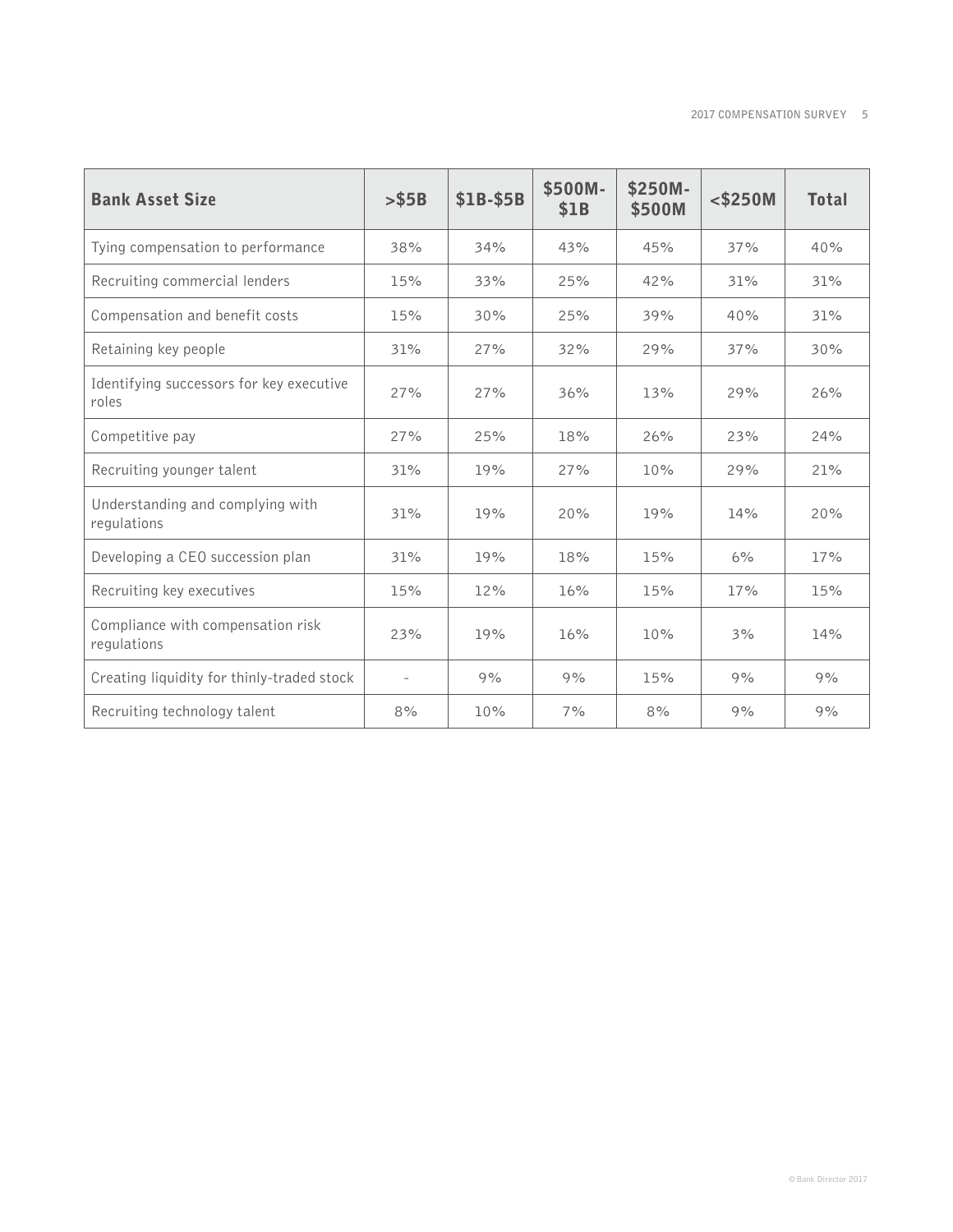| Bank Asset Size | >$5B | $1B-$5B | $500M-$1B | $250M-$500M | <$250M | Total |
|---|---|---|---|---|---|---|
| Tying compensation to performance | 38% | 34% | 43% | 45% | 37% | 40% |
| Recruiting commercial lenders | 15% | 33% | 25% | 42% | 31% | 31% |
| Compensation and benefit costs | 15% | 30% | 25% | 39% | 40% | 31% |
| Retaining key people | 31% | 27% | 32% | 29% | 37% | 30% |
| Identifying successors for key executive roles | 27% | 27% | 36% | 13% | 29% | 26% |
| Competitive pay | 27% | 25% | 18% | 26% | 23% | 24% |
| Recruiting younger talent | 31% | 19% | 27% | 10% | 29% | 21% |
| Understanding and complying with regulations | 31% | 19% | 20% | 19% | 14% | 20% |
| Developing a CEO succession plan | 31% | 19% | 18% | 15% | 6% | 17% |
| Recruiting key executives | 15% | 12% | 16% | 15% | 17% | 15% |
| Compliance with compensation risk regulations | 23% | 19% | 16% | 10% | 3% | 14% |
| Creating liquidity for thinly-traded stock | - | 9% | 9% | 15% | 9% | 9% |
| Recruiting technology talent | 8% | 10% | 7% | 8% | 9% | 9% |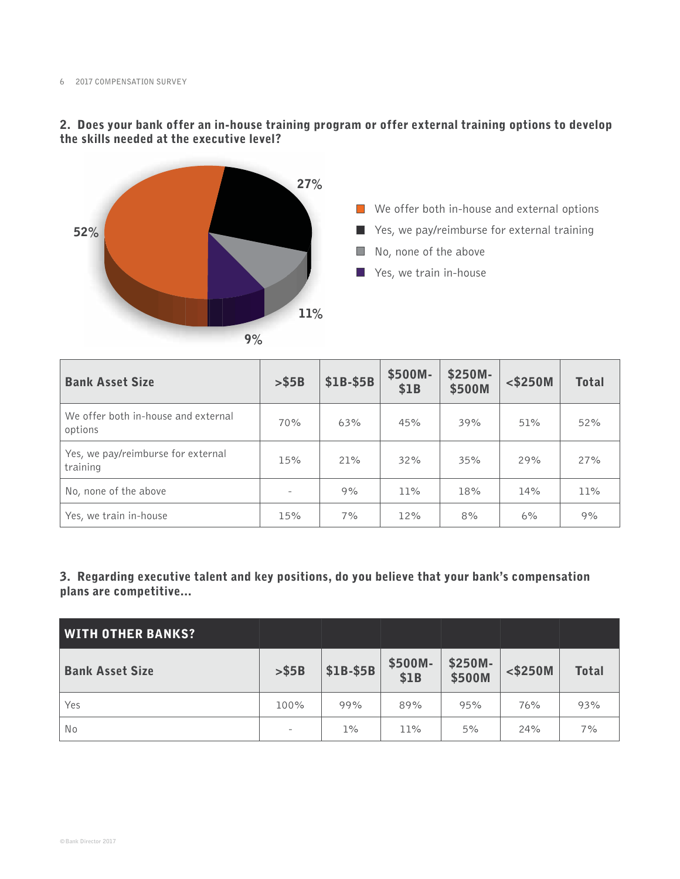## 2. Does your bank offer an in-house training program or offer external training options to develop the skills needed at the executive level?

52%
27%
11%
9%

We offer both in-house and external options
Yes, we pay/reimburse for external training
No, none of the above
Yes, we train in-house

| Bank Asset Size | >$5B | $1B-$5B | $500M-$1B | $250M-$500M | <$250M | Total |
|---|---|---|---|---|---|---|
| We offer both in-house and external options | 70% | 63% | 45% | 39% | 51% | 52% |
| Yes, we pay/reimburse for external training | 15% | 21% | 32% | 35% | 29% | 27% |
| No, none of the above | - | 9% | 11% | 18% | 14% | 11% |
| Yes, we train in-house | 15% | 7% | 12% | 8% | 6% | 9% |

## 3. Regarding executive talent and key positions, do you believe that your bank's compensation plans are competitive...

| WITH OTHER BANKS? | | | | | | |
|---|---|---|---|---|---|---|
| **Bank Asset Size** | **>$5B** | **$1B-$5B** | **$500M-$1B** | **$250M-$500M** | **<$250M** | **Total** |
| Yes | 100% | 99% | 89% | 95% | 76% | 93% |
| No | - | 1% | 11% | 5% | 24% | 7% |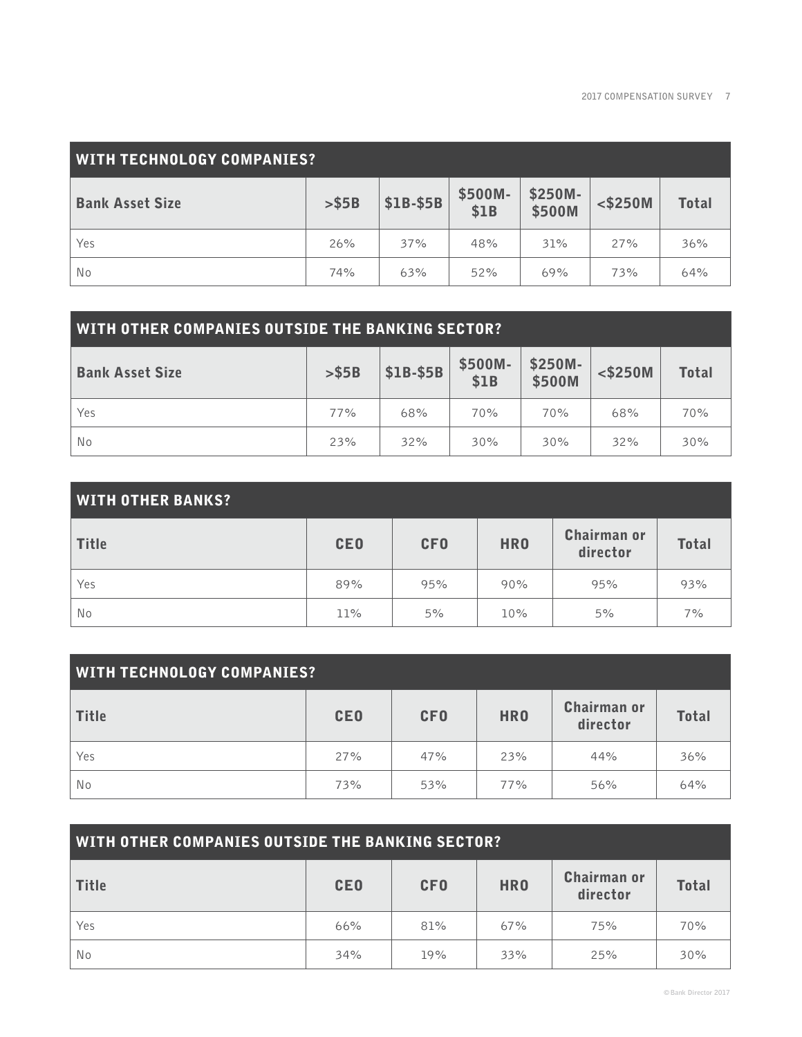### WITH TECHNOLOGY COMPANIES?

| Bank Asset Size | >$5B | $1B-$5B | $500M-$1B | $250M-$500M | <$250M | Total |
|---|---|---|---|---|---|---|
| Yes | 26% | 37% | 48% | 31% | 27% | 36% |
| No | 74% | 63% | 52% | 69% | 73% | 64% |

### WITH OTHER COMPANIES OUTSIDE THE BANKING SECTOR?

| Bank Asset Size | >$5B | $1B-$5B | $500M-$1B | $250M-$500M | <$250M | Total |
|---|---|---|---|---|---|---|
| Yes | 77% | 68% | 70% | 70% | 68% | 70% |
| No | 23% | 32% | 30% | 30% | 32% | 30% |

### WITH OTHER BANKS?

| Title | CEO | CFO | HRO | Chairman or director | Total |
|---|---|---|---|---|---|
| Yes | 89% | 95% | 90% | 95% | 93% |
| No | 11% | 5% | 10% | 5% | 7% |

### WITH TECHNOLOGY COMPANIES?

| Title | CEO | CFO | HRO | Chairman or director | Total |
|---|---|---|---|---|---|
| Yes | 27% | 47% | 23% | 44% | 36% |
| No | 73% | 53% | 77% | 56% | 64% |

### WITH OTHER COMPANIES OUTSIDE THE BANKING SECTOR?

| Title | CEO | CFO | HRO | Chairman or director | Total |
|---|---|---|---|---|---|
| Yes | 66% | 81% | 67% | 75% | 70% |
| No | 34% | 19% | 33% | 25% | 30% |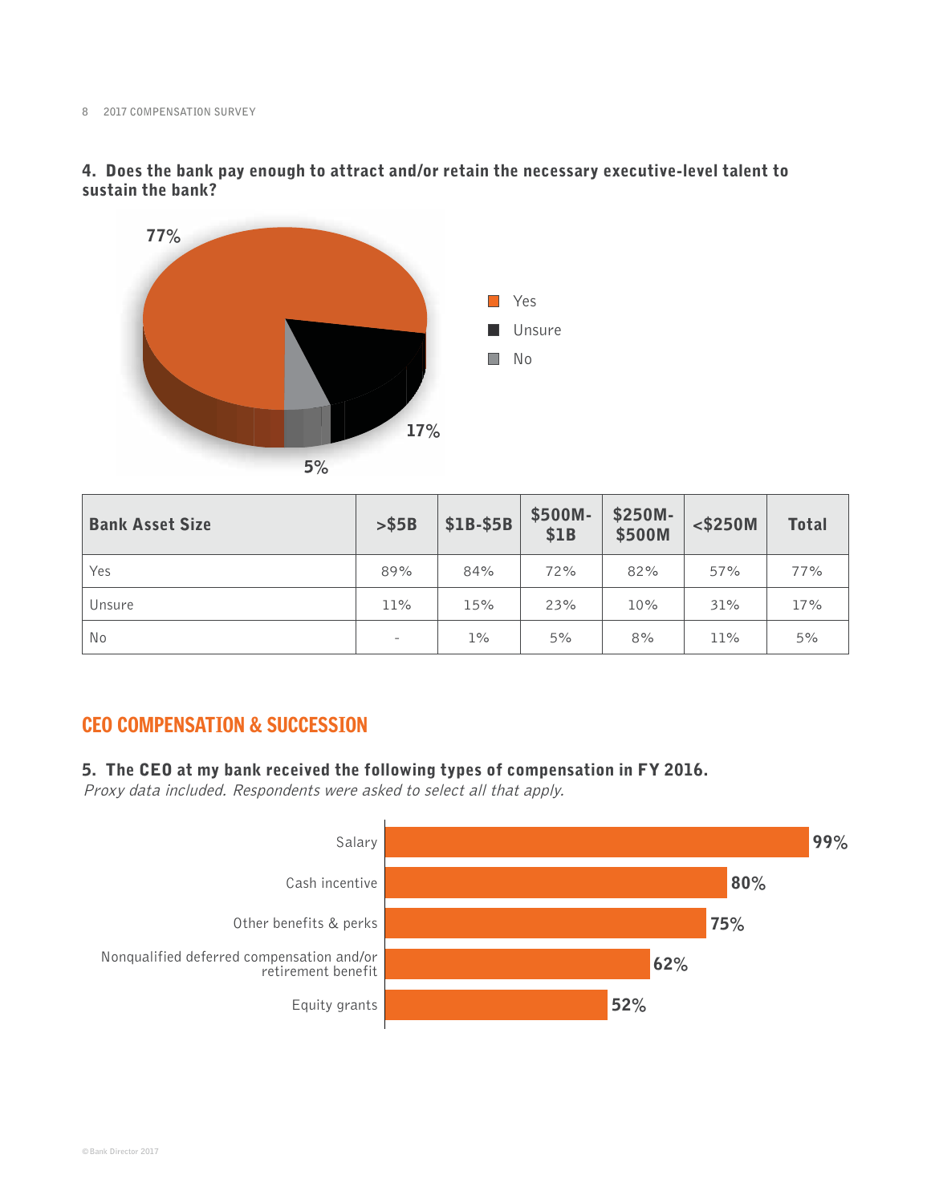#### 4. Does the bank pay enough to attract and/or retain the necessary executive-level talent to sustain the bank?

77%

17%

5%

Yes

Unsure

No

| Bank Asset Size | >$5B | $1B-$5B | $500M-$1B | $250M-$500M | <$250M | Total |
|---|---|---|---|---|---|---|
| Yes | 89% | 84% | 72% | 82% | 57% | 77% |
| Unsure | 11% | 15% | 23% | 10% | 31% | 17% |
| No | - | 1% | 5% | 8% | 11% | 5% |

## CEO COMPENSATION & SUCCESSION

#### 5. The CEO at my bank received the following types of compensation in FY 2016.

*Proxy data included. Respondents were asked to select all that apply.*

Salary 99%

Cash incentive 80%

Other benefits & perks 75%

Nonqualified deferred compensation and/or retirement benefit 62%

Equity grants 52%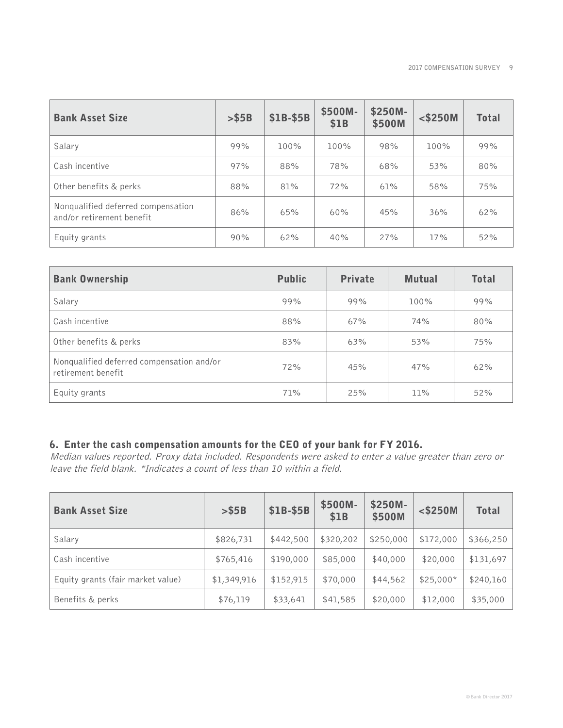| Bank Asset Size | >$5B | $1B-$5B | $500M-$1B | $250M-$500M | <$250M | Total |
|---|---|---|---|---|---|---|
| Salary | 99% | 100% | 100% | 98% | 100% | 99% |
| Cash incentive | 97% | 88% | 78% | 68% | 53% | 80% |
| Other benefits & perks | 88% | 81% | 72% | 61% | 58% | 75% |
| Nonqualified deferred compensation and/or retirement benefit | 86% | 65% | 60% | 45% | 36% | 62% |
| Equity grants | 90% | 62% | 40% | 27% | 17% | 52% |

| Bank Ownership | Public | Private | Mutual | Total |
|---|---|---|---|---|
| Salary | 99% | 99% | 100% | 99% |
| Cash incentive | 88% | 67% | 74% | 80% |
| Other benefits & perks | 83% | 63% | 53% | 75% |
| Nonqualified deferred compensation and/or retirement benefit | 72% | 45% | 47% | 62% |
| Equity grants | 71% | 25% | 11% | 52% |

### 6. Enter the cash compensation amounts for the CEO of your bank for FY 2016.

*Median values reported. Proxy data included. Respondents were asked to enter a value greater than zero or leave the field blank. *Indicates a count of less than 10 within a field.*

| Bank Asset Size | >$5B | $1B-$5B | $500M-$1B | $250M-$500M | <$250M | Total |
|---|---|---|---|---|---|---|
| Salary | $826,731 | $442,500 | $320,202 | $250,000 | $172,000 | $366,250 |
| Cash incentive | $765,416 | $190,000 | $85,000 | $40,000 | $20,000 | $131,697 |
| Equity grants (fair market value) | $1,349,916 | $152,915 | $70,000 | $44,562 | $25,000* | $240,160 |
| Benefits & perks | $76,119 | $33,641 | $41,585 | $20,000 | $12,000 | $35,000 |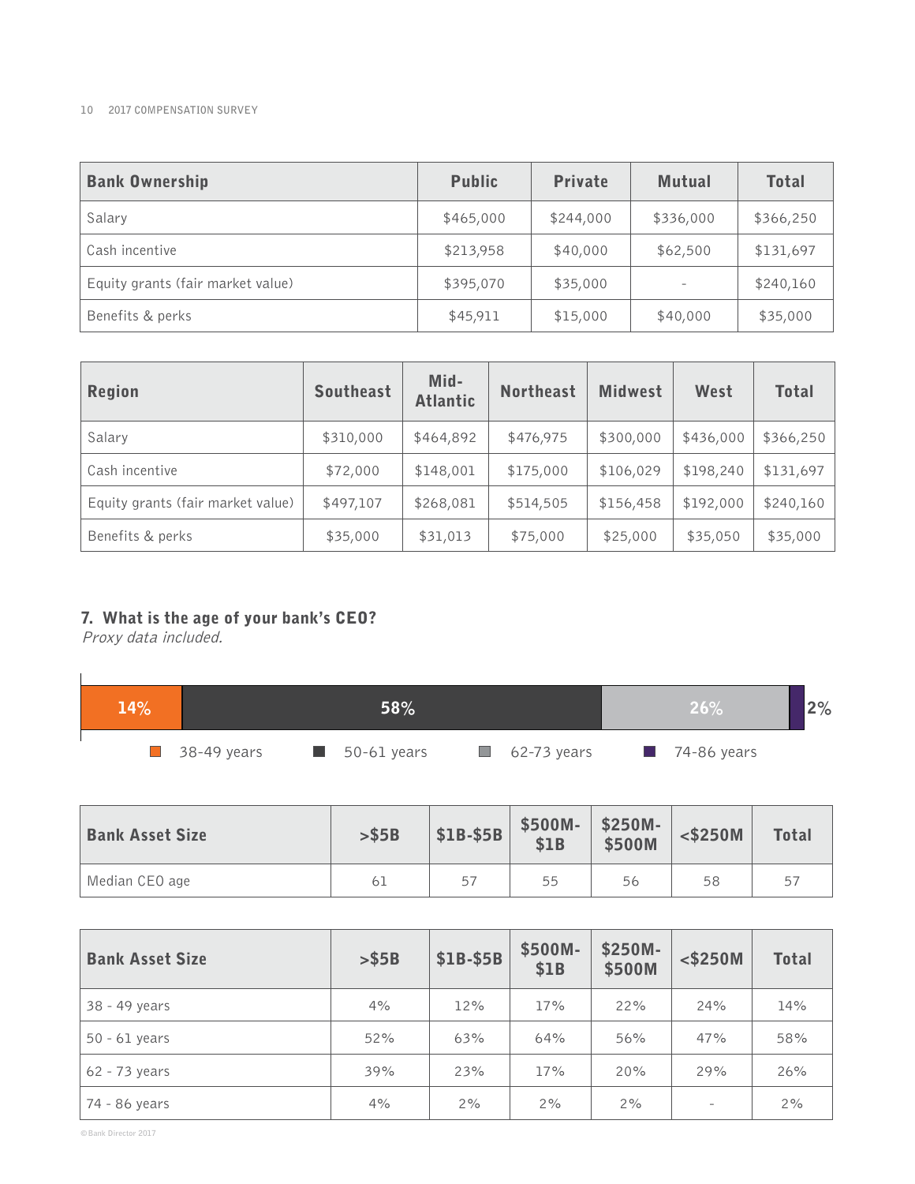| Bank Ownership | Public | Private | Mutual | Total |
|---|---|---|---|---|
| Salary | $465,000 | $244,000 | $336,000 | $366,250 |
| Cash incentive | $213,958 | $40,000 | $62,500 | $131,697 |
| Equity grants (fair market value) | $395,070 | $35,000 | - | $240,160 |
| Benefits & perks | $45,911 | $15,000 | $40,000 | $35,000 |

| Region | Southeast | Mid-Atlantic | Northeast | Midwest | West | Total |
|---|---|---|---|---|---|---|
| Salary | $310,000 | $464,892 | $476,975 | $300,000 | $436,000 | $366,250 |
| Cash incentive | $72,000 | $148,001 | $175,000 | $106,029 | $198,240 | $131,697 |
| Equity grants (fair market value) | $497,107 | $268,081 | $514,505 | $156,458 | $192,000 | $240,160 |
| Benefits & perks | $35,000 | $31,013 | $75,000 | $25,000 | $35,050 | $35,000 |

### 7. What is the age of your bank's CEO?

*Proxy data included.*

14%
58%
26%
2%

38-49 years
50-61 years
62-73 years
74-86 years

| Bank Asset Size | >$5B | $1B-$5B | $500M-$1B | $250M-$500M | <$250M | Total |
|---|---|---|---|---|---|---|
| Median CEO age | 61 | 57 | 55 | 56 | 58 | 57 |

| Bank Asset Size | >$5B | $1B-$5B | $500M-$1B | $250M-$500M | <$250M | Total |
|---|---|---|---|---|---|---|
| 38 - 49 years | 4% | 12% | 17% | 22% | 24% | 14% |
| 50 - 61 years | 52% | 63% | 64% | 56% | 47% | 58% |
| 62 - 73 years | 39% | 23% | 17% | 20% | 29% | 26% |
| 74 - 86 years | 4% | 2% | 2% | 2% | - | 2% |

© Bank Director 2017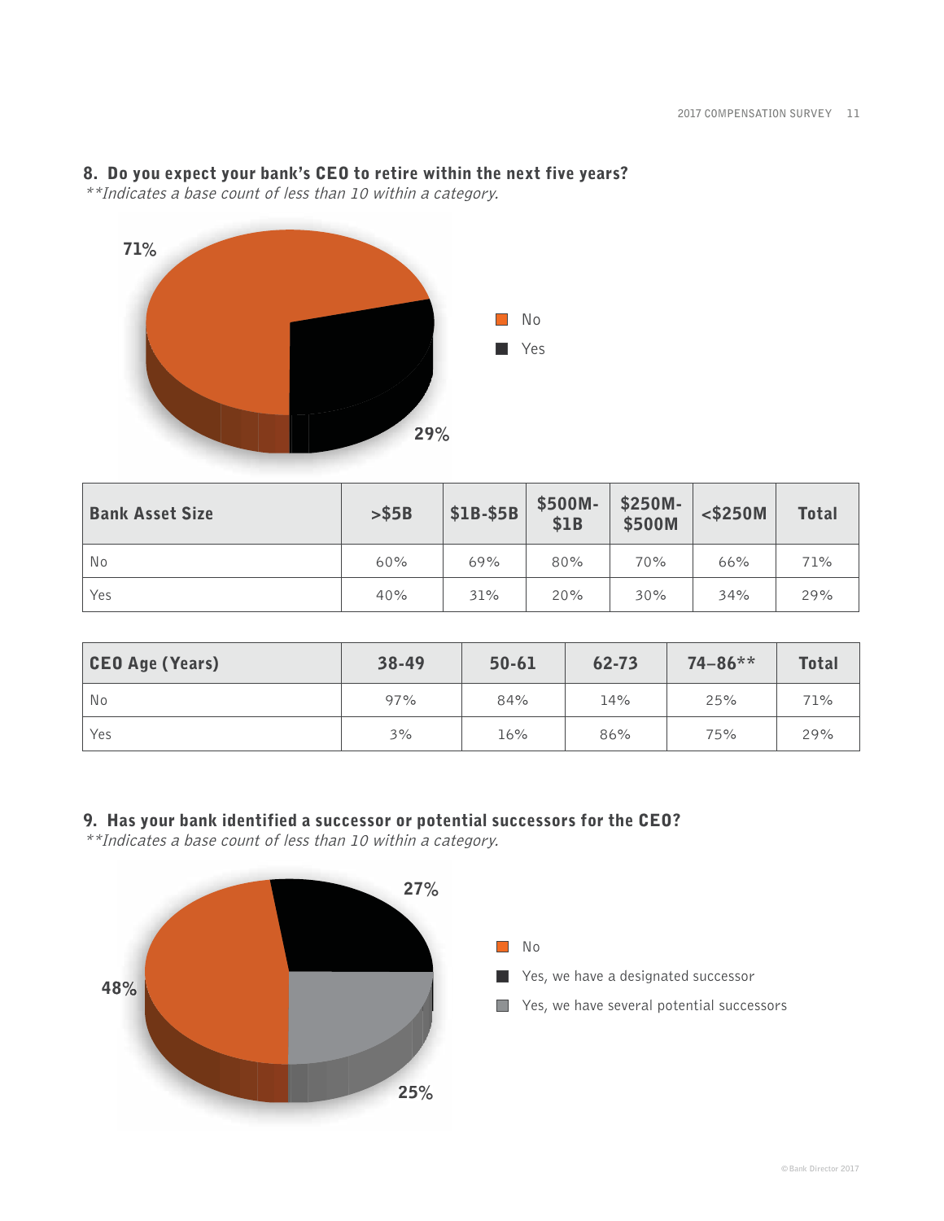## 8. Do you expect your bank's CEO to retire within the next five years?

*\*\*Indicates a base count of less than 10 within a category.*

71%

29%

No

Yes

| Bank Asset Size | >$5B | $1B-$5B | $500M-$1B | $250M-$500M | <$250M | Total |
|---|---|---|---|---|---|---|
| No | 60% | 69% | 80% | 70% | 66% | 71% |
| Yes | 40% | 31% | 20% | 30% | 34% | 29% |

| CEO Age (Years) | 38-49 | 50-61 | 62-73 | 74–86** | Total |
|---|---|---|---|---|---|
| No | 97% | 84% | 14% | 25% | 71% |
| Yes | 3% | 16% | 86% | 75% | 29% |

## 9. Has your bank identified a successor or potential successors for the CEO?

*\*\*Indicates a base count of less than 10 within a category.*

27%

48%

25%

No

Yes, we have a designated successor

Yes, we have several potential successors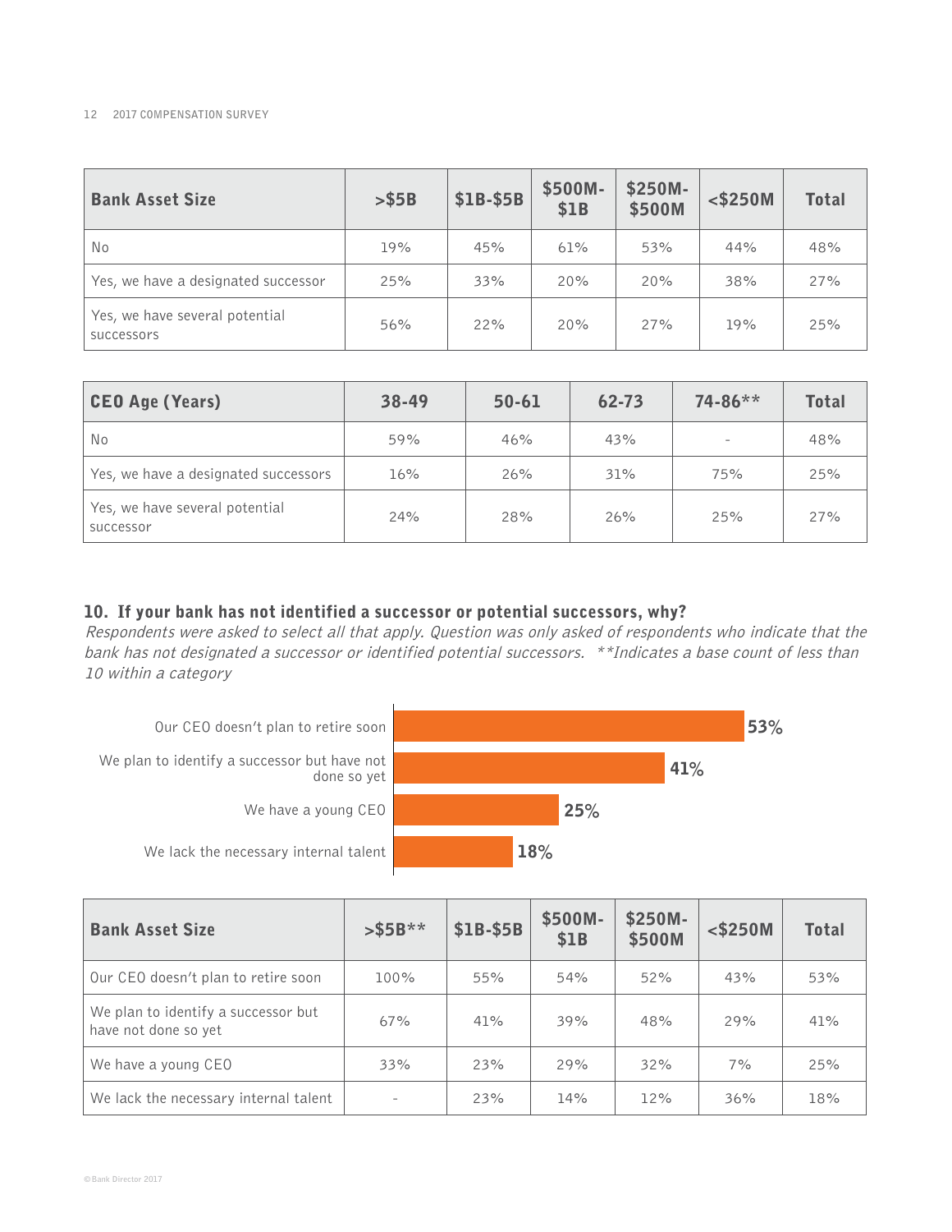| Bank Asset Size | >$5B | $1B-$5B | $500M-$1B | $250M-$500M | <$250M | Total |
|---|---|---|---|---|---|---|
| No | 19% | 45% | 61% | 53% | 44% | 48% |
| Yes, we have a designated successor | 25% | 33% | 20% | 20% | 38% | 27% |
| Yes, we have several potential successors | 56% | 22% | 20% | 27% | 19% | 25% |

| CEO Age (Years) | 38-49 | 50-61 | 62-73 | 74-86** | Total |
|---|---|---|---|---|---|
| No | 59% | 46% | 43% | - | 48% |
| Yes, we have a designated successors | 16% | 26% | 31% | 75% | 25% |
| Yes, we have several potential successor | 24% | 28% | 26% | 25% | 27% |

### 10. If your bank has not identified a successor or potential successors, why?

*Respondents were asked to select all that apply. Question was only asked of respondents who indicate that the bank has not designated a successor or identified potential successors. **Indicates a base count of less than 10 within a category*

Our CEO doesn't plan to retire soon 53%

We plan to identify a successor but have not done so yet 41%

We have a young CEO 25%

We lack the necessary internal talent 18%

| Bank Asset Size | >$5B** | $1B-$5B | $500M-$1B | $250M-$500M | <$250M | Total |
|---|---|---|---|---|---|---|
| Our CEO doesn't plan to retire soon | 100% | 55% | 54% | 52% | 43% | 53% |
| We plan to identify a successor but have not done so yet | 67% | 41% | 39% | 48% | 29% | 41% |
| We have a young CEO | 33% | 23% | 29% | 32% | 7% | 25% |
| We lack the necessary internal talent | - | 23% | 14% | 12% | 36% | 18% |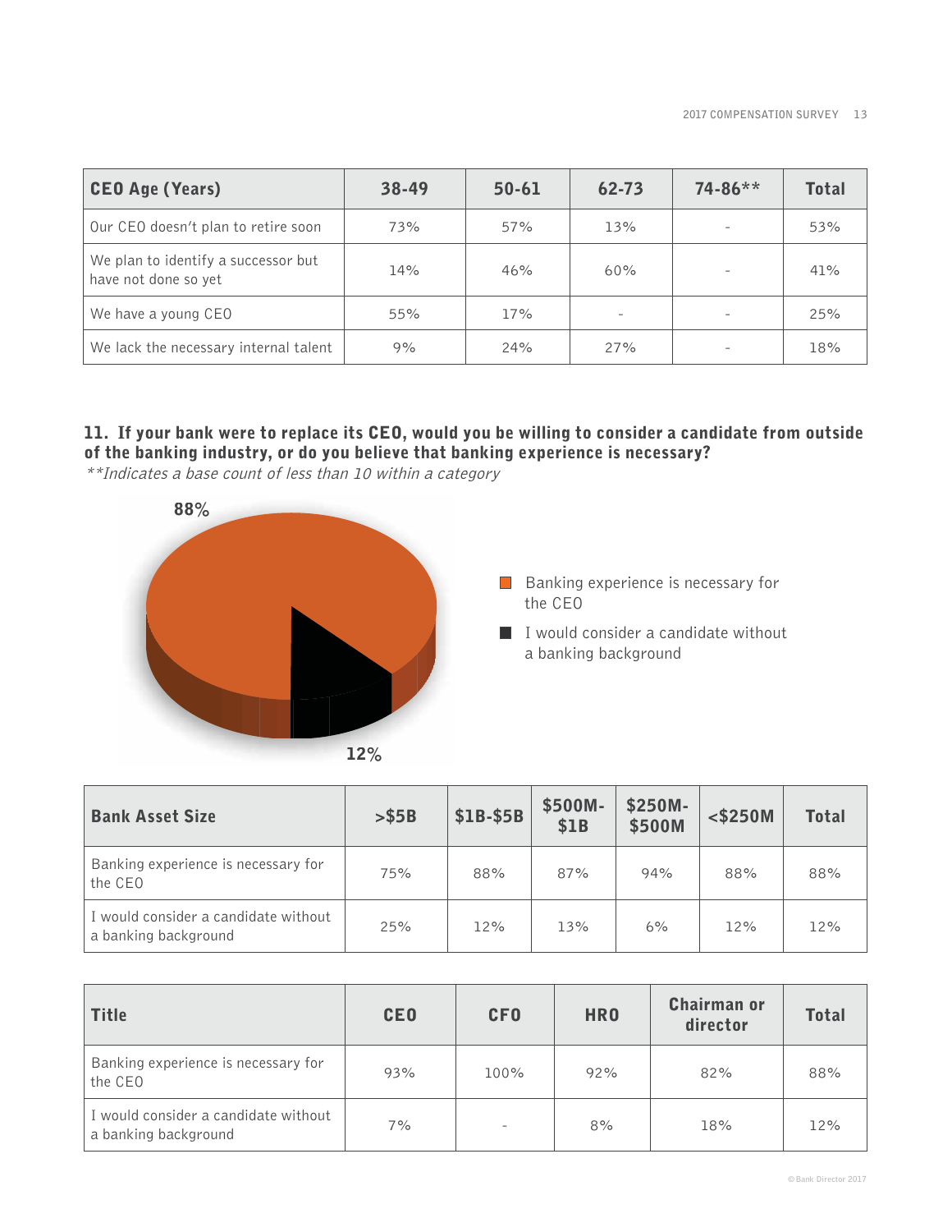| CEO Age (Years) | 38-49 | 50-61 | 62-73 | 74-86** | Total |
|---|---|---|---|---|---|
| Our CEO doesn't plan to retire soon | 73% | 57% | 13% | - | 53% |
| We plan to identify a successor but have not done so yet | 14% | 46% | 60% | - | 41% |
| We have a young CEO | 55% | 17% | - | - | 25% |
| We lack the necessary internal talent | 9% | 24% | 27% | - | 18% |

**11. If your bank were to replace its CEO, would you be willing to consider a candidate from outside of the banking industry, or do you believe that banking experience is necessary?**

*\*\*Indicates a base count of less than 10 within a category*

88%

12%

Banking experience is necessary for the CEO

I would consider a candidate without a banking background

| Bank Asset Size | >$5B | $1B-$5B | $500M-$1B | $250M-$500M | <$250M | Total |
|---|---|---|---|---|---|---|
| Banking experience is necessary for the CEO | 75% | 88% | 87% | 94% | 88% | 88% |
| I would consider a candidate without a banking background | 25% | 12% | 13% | 6% | 12% | 12% |

| Title | CEO | CFO | HRO | Chairman or director | Total |
|---|---|---|---|---|---|
| Banking experience is necessary for the CEO | 93% | 100% | 92% | 82% | 88% |
| I would consider a candidate without a banking background | 7% | - | 8% | 18% | 12% |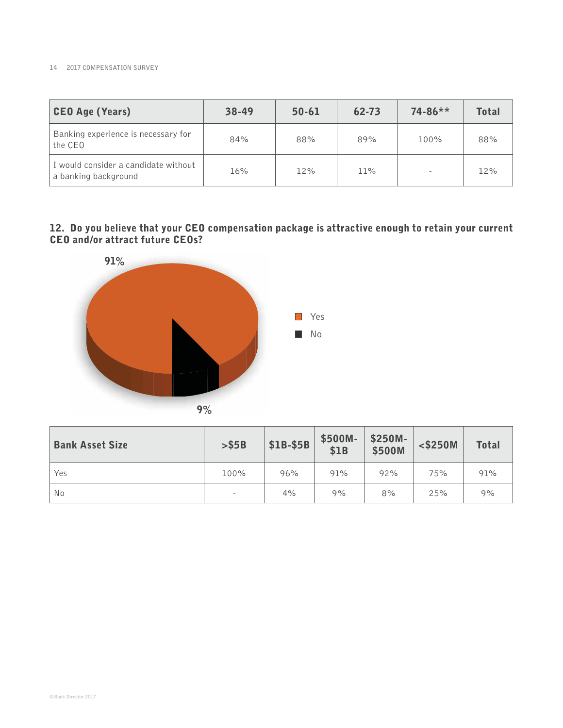| CEO Age (Years) | 38-49 | 50-61 | 62-73 | 74-86** | Total |
|---|---|---|---|---|---|
| Banking experience is necessary for the CEO | 84% | 88% | 89% | 100% | 88% |
| I would consider a candidate without a banking background | 16% | 12% | 11% | - | 12% |

## 12. Do you believe that your CEO compensation package is attractive enough to retain your current CEO and/or attract future CEOs?

91%

9%

Yes

No

| Bank Asset Size | >$5B | $1B-$5B | $500M-$1B | $250M-$500M | <$250M | Total |
|---|---|---|---|---|---|---|
| Yes | 100% | 96% | 91% | 92% | 75% | 91% |
| No | - | 4% | 9% | 8% | 25% | 9% |

© Bank Director 2017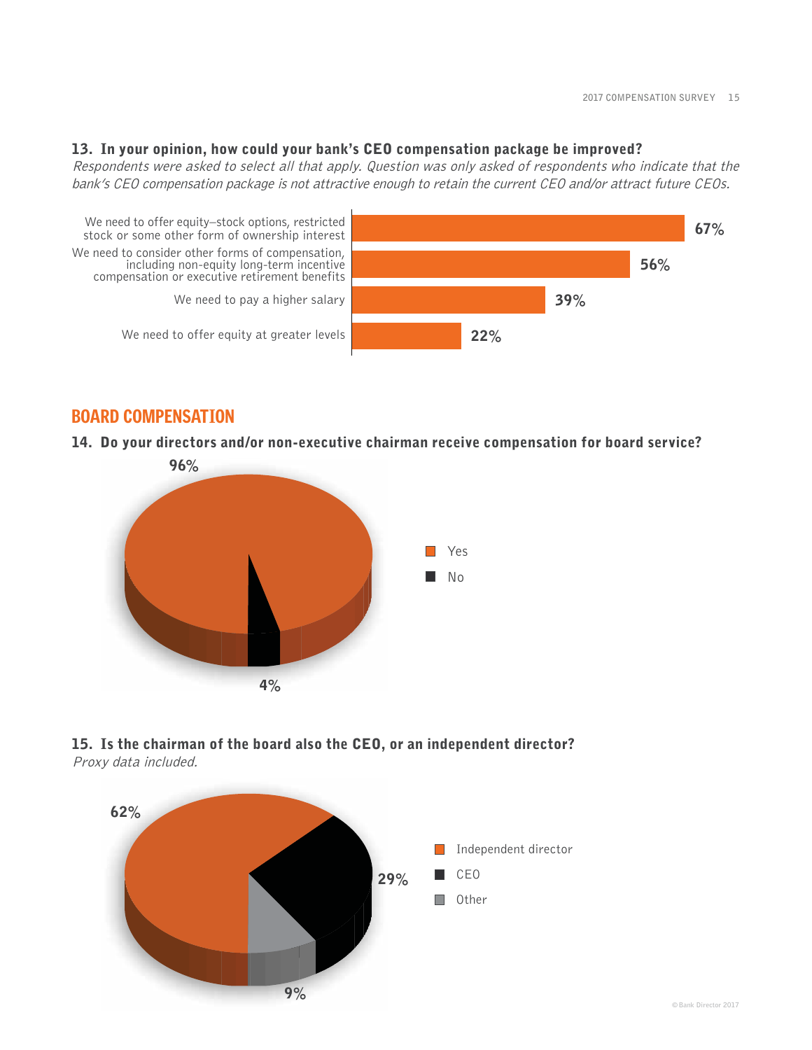### 13. In your opinion, how could your bank's CEO compensation package be improved?

*Respondents were asked to select all that apply. Question was only asked of respondents who indicate that the bank's CEO compensation package is not attractive enough to retain the current CEO and/or attract future CEOs.*

We need to offer equity–stock options, restricted stock or some other form of ownership interest 67%

We need to consider other forms of compensation, including non-equity long-term incentive compensation or executive retirement benefits 56%

We need to pay a higher salary 39%

We need to offer equity at greater levels 22%

## BOARD COMPENSATION

### 14. Do your directors and/or non-executive chairman receive compensation for board service?

96%

4%

Yes

No

### 15. Is the chairman of the board also the CEO, or an independent director?

*Proxy data included.*

62%

29%

9%

Independent director

CEO

Other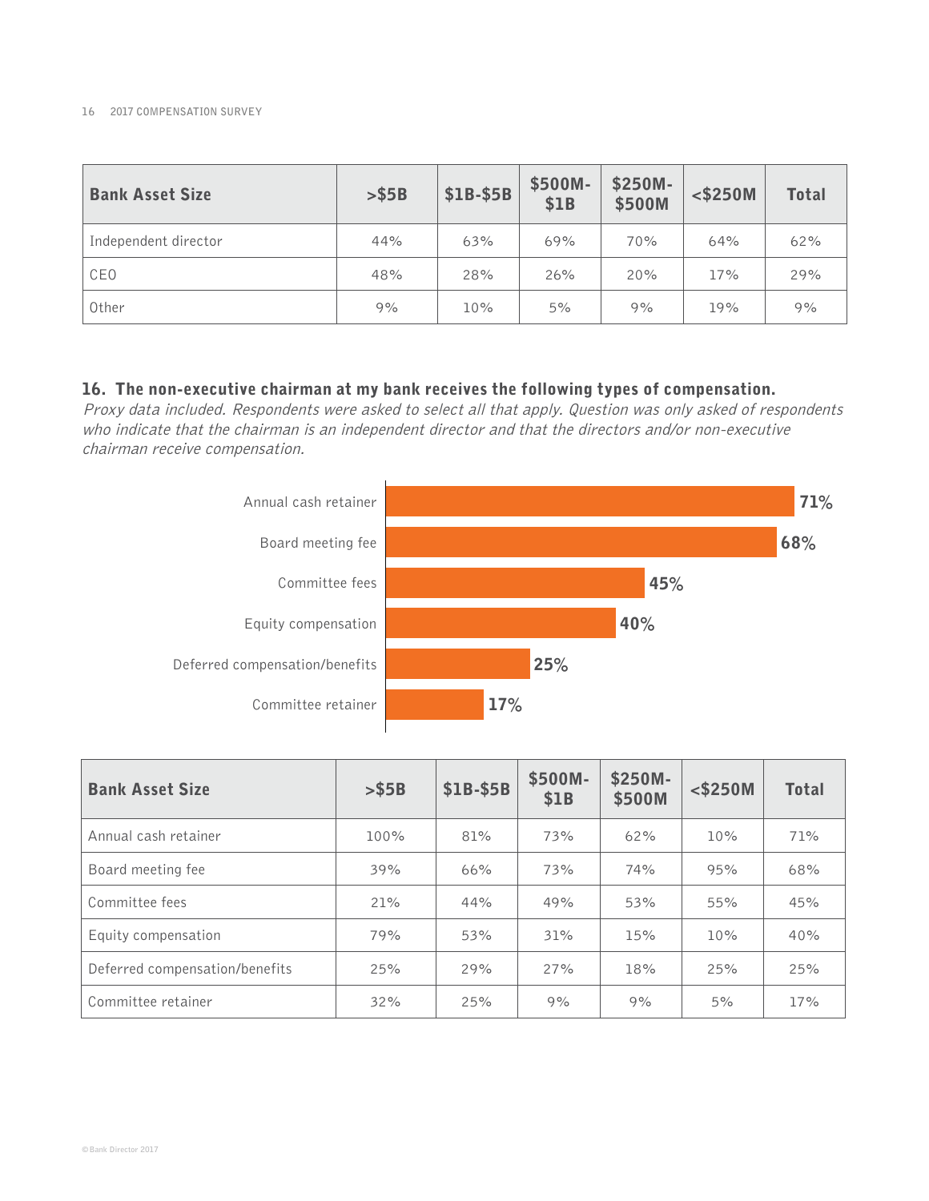| Bank Asset Size | >$5B | $1B-$5B | $500M-$1B | $250M-$500M | <$250M | Total |
|---|---|---|---|---|---|---|
| Independent director | 44% | 63% | 69% | 70% | 64% | 62% |
| CEO | 48% | 28% | 26% | 20% | 17% | 29% |
| Other | 9% | 10% | 5% | 9% | 19% | 9% |

### 16. The non-executive chairman at my bank receives the following types of compensation.

*Proxy data included. Respondents were asked to select all that apply. Question was only asked of respondents who indicate that the chairman is an independent director and that the directors and/or non-executive chairman receive compensation.*

Annual cash retainer 71%
Board meeting fee 68%
Committee fees 45%
Equity compensation 40%
Deferred compensation/benefits 25%
Committee retainer 17%

| Bank Asset Size | >$5B | $1B-$5B | $500M-$1B | $250M-$500M | <$250M | Total |
|---|---|---|---|---|---|---|
| Annual cash retainer | 100% | 81% | 73% | 62% | 10% | 71% |
| Board meeting fee | 39% | 66% | 73% | 74% | 95% | 68% |
| Committee fees | 21% | 44% | 49% | 53% | 55% | 45% |
| Equity compensation | 79% | 53% | 31% | 15% | 10% | 40% |
| Deferred compensation/benefits | 25% | 29% | 27% | 18% | 25% | 25% |
| Committee retainer | 32% | 25% | 9% | 9% | 5% | 17% |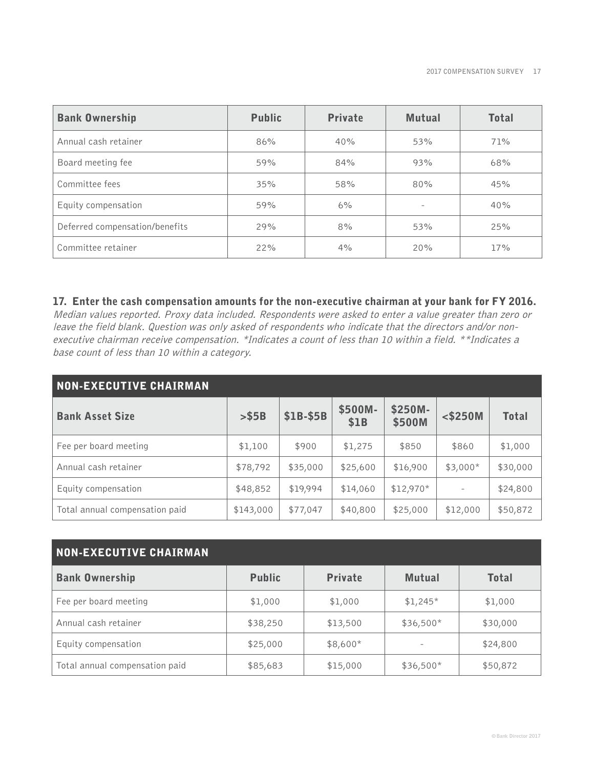| Bank Ownership | Public | Private | Mutual | Total |
|---|---|---|---|---|
| Annual cash retainer | 86% | 40% | 53% | 71% |
| Board meeting fee | 59% | 84% | 93% | 68% |
| Committee fees | 35% | 58% | 80% | 45% |
| Equity compensation | 59% | 6% | - | 40% |
| Deferred compensation/benefits | 29% | 8% | 53% | 25% |
| Committee retainer | 22% | 4% | 20% | 17% |

### 17. Enter the cash compensation amounts for the non-executive chairman at your bank for FY 2016.

*Median values reported. Proxy data included. Respondents were asked to enter a value greater than zero or leave the field blank. Question was only asked of respondents who indicate that the directors and/or non-executive chairman receive compensation. *Indicates a count of less than 10 within a field. **Indicates a base count of less than 10 within a category.*

**NON-EXECUTIVE CHAIRMAN**

| Bank Asset Size | >$5B | $1B-$5B | $500M-$1B | $250M-$500M | <$250M | Total |
|---|---|---|---|---|---|---|
| Fee per board meeting | $1,100 | $900 | $1,275 | $850 | $860 | $1,000 |
| Annual cash retainer | $78,792 | $35,000 | $25,600 | $16,900 | $3,000* | $30,000 |
| Equity compensation | $48,852 | $19,994 | $14,060 | $12,970* | - | $24,800 |
| Total annual compensation paid | $143,000 | $77,047 | $40,800 | $25,000 | $12,000 | $50,872 |

**NON-EXECUTIVE CHAIRMAN**

| Bank Ownership | Public | Private | Mutual | Total |
|---|---|---|---|---|
| Fee per board meeting | $1,000 | $1,000 | $1,245* | $1,000 |
| Annual cash retainer | $38,250 | $13,500 | $36,500* | $30,000 |
| Equity compensation | $25,000 | $8,600* | - | $24,800 |
| Total annual compensation paid | $85,683 | $15,000 | $36,500* | $50,872 |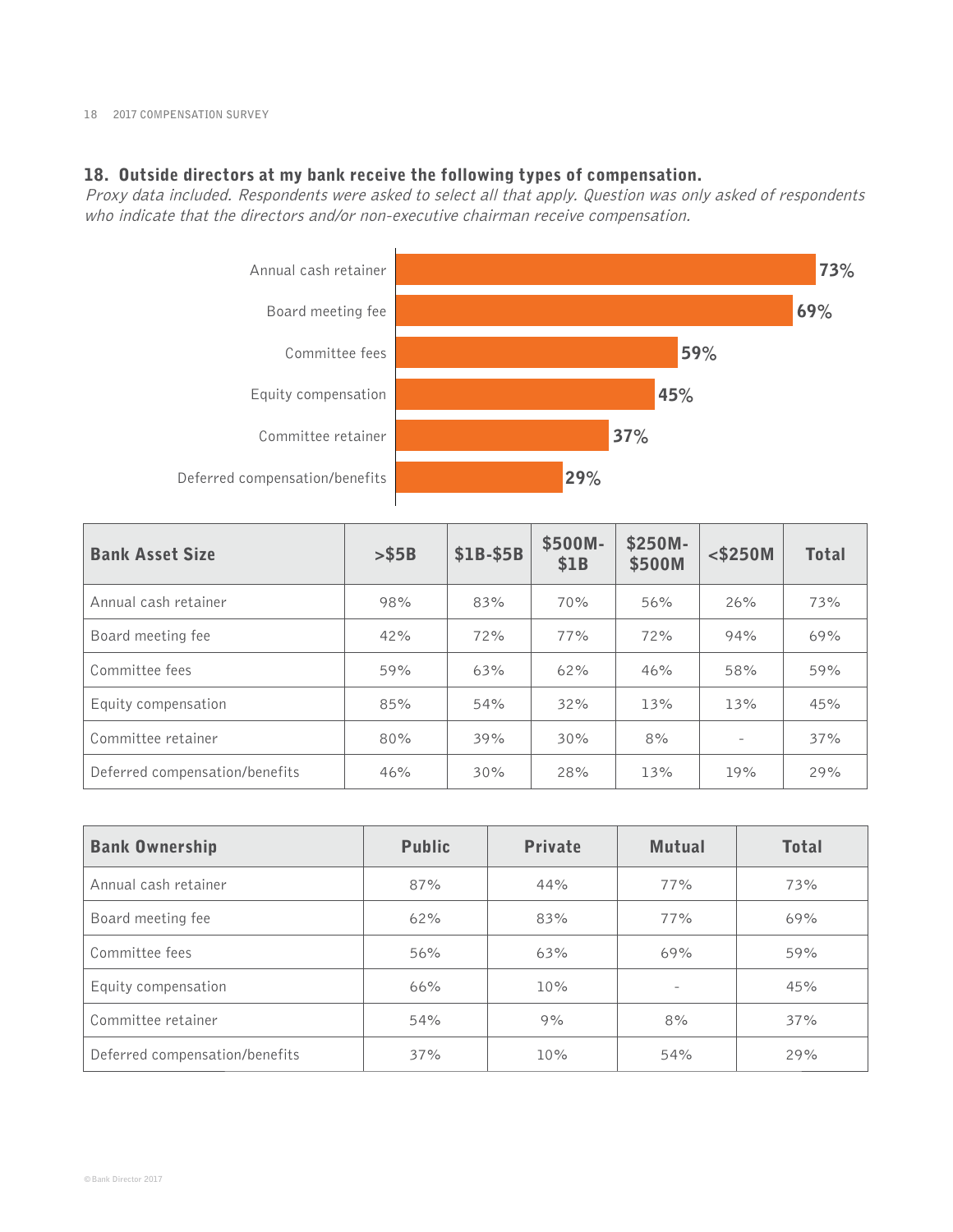## 18. Outside directors at my bank receive the following types of compensation.

*Proxy data included. Respondents were asked to select all that apply. Question was only asked of respondents who indicate that the directors and/or non-executive chairman receive compensation.*

| Compensation type | % |
|---|---|
| Annual cash retainer | 73% |
| Board meeting fee | 69% |
| Committee fees | 59% |
| Equity compensation | 45% |
| Committee retainer | 37% |
| Deferred compensation/benefits | 29% |

| Bank Asset Size | >$5B | $1B-$5B | $500M-$1B | $250M-$500M | <$250M | Total |
|---|---|---|---|---|---|---|
| Annual cash retainer | 98% | 83% | 70% | 56% | 26% | 73% |
| Board meeting fee | 42% | 72% | 77% | 72% | 94% | 69% |
| Committee fees | 59% | 63% | 62% | 46% | 58% | 59% |
| Equity compensation | 85% | 54% | 32% | 13% | 13% | 45% |
| Committee retainer | 80% | 39% | 30% | 8% | - | 37% |
| Deferred compensation/benefits | 46% | 30% | 28% | 13% | 19% | 29% |

| Bank Ownership | Public | Private | Mutual | Total |
|---|---|---|---|---|
| Annual cash retainer | 87% | 44% | 77% | 73% |
| Board meeting fee | 62% | 83% | 77% | 69% |
| Committee fees | 56% | 63% | 69% | 59% |
| Equity compensation | 66% | 10% | - | 45% |
| Committee retainer | 54% | 9% | 8% | 37% |
| Deferred compensation/benefits | 37% | 10% | 54% | 29% |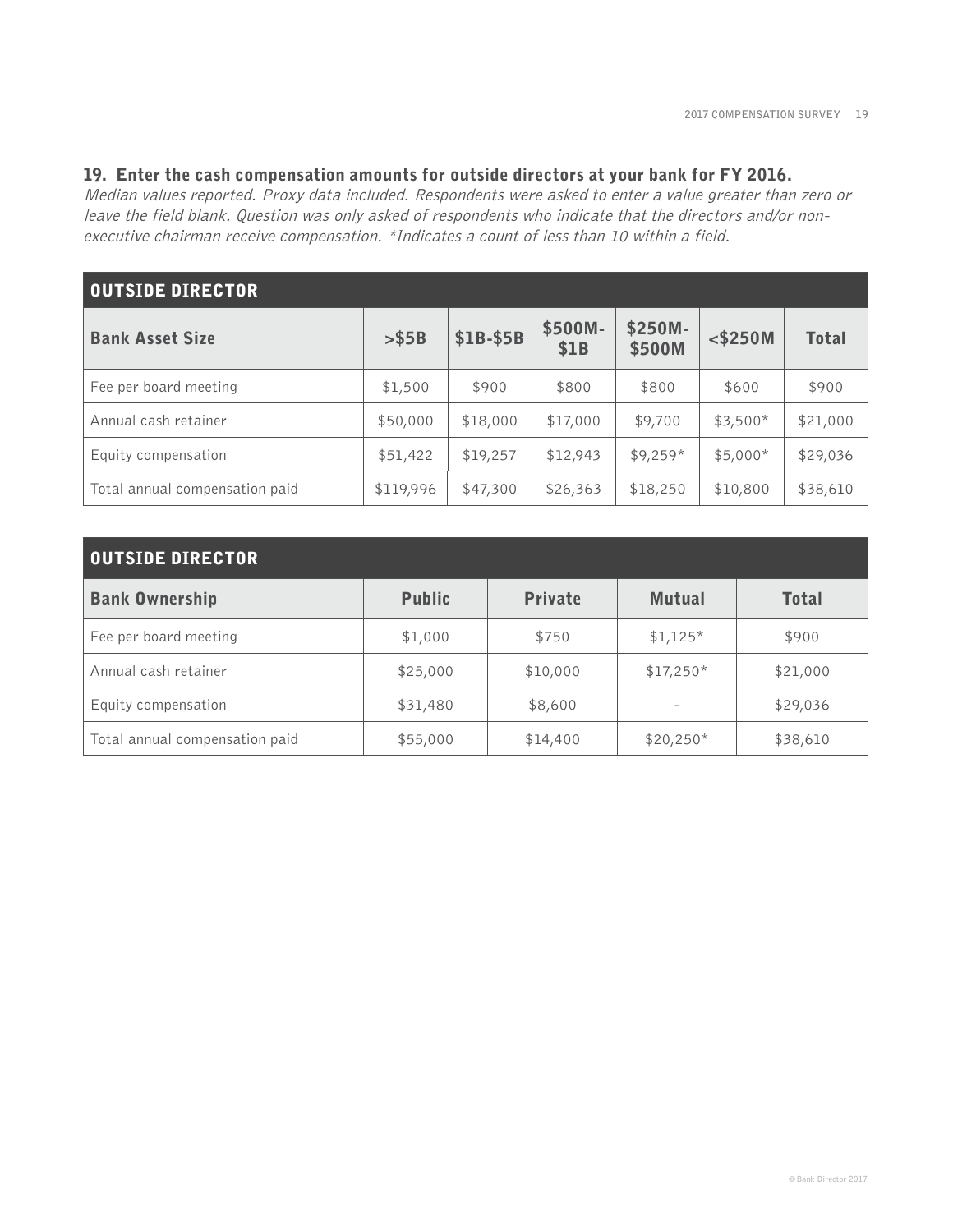### 19. Enter the cash compensation amounts for outside directors at your bank for FY 2016.

*Median values reported. Proxy data included. Respondents were asked to enter a value greater than zero or leave the field blank. Question was only asked of respondents who indicate that the directors and/or non-executive chairman receive compensation. *Indicates a count of less than 10 within a field.*

| OUTSIDE DIRECTOR | | | | | | |
|---|---|---|---|---|---|---|
| **Bank Asset Size** | **>$5B** | **$1B-$5B** | **$500M-$1B** | **$250M-$500M** | **<$250M** | **Total** |
| Fee per board meeting | $1,500 | $900 | $800 | $800 | $600 | $900 |
| Annual cash retainer | $50,000 | $18,000 | $17,000 | $9,700 | $3,500* | $21,000 |
| Equity compensation | $51,422 | $19,257 | $12,943 | $9,259* | $5,000* | $29,036 |
| Total annual compensation paid | $119,996 | $47,300 | $26,363 | $18,250 | $10,800 | $38,610 |

| OUTSIDE DIRECTOR | | | | |
|---|---|---|---|---|
| **Bank Ownership** | **Public** | **Private** | **Mutual** | **Total** |
| Fee per board meeting | $1,000 | $750 | $1,125* | $900 |
| Annual cash retainer | $25,000 | $10,000 | $17,250* | $21,000 |
| Equity compensation | $31,480 | $8,600 | - | $29,036 |
| Total annual compensation paid | $55,000 | $14,400 | $20,250* | $38,610 |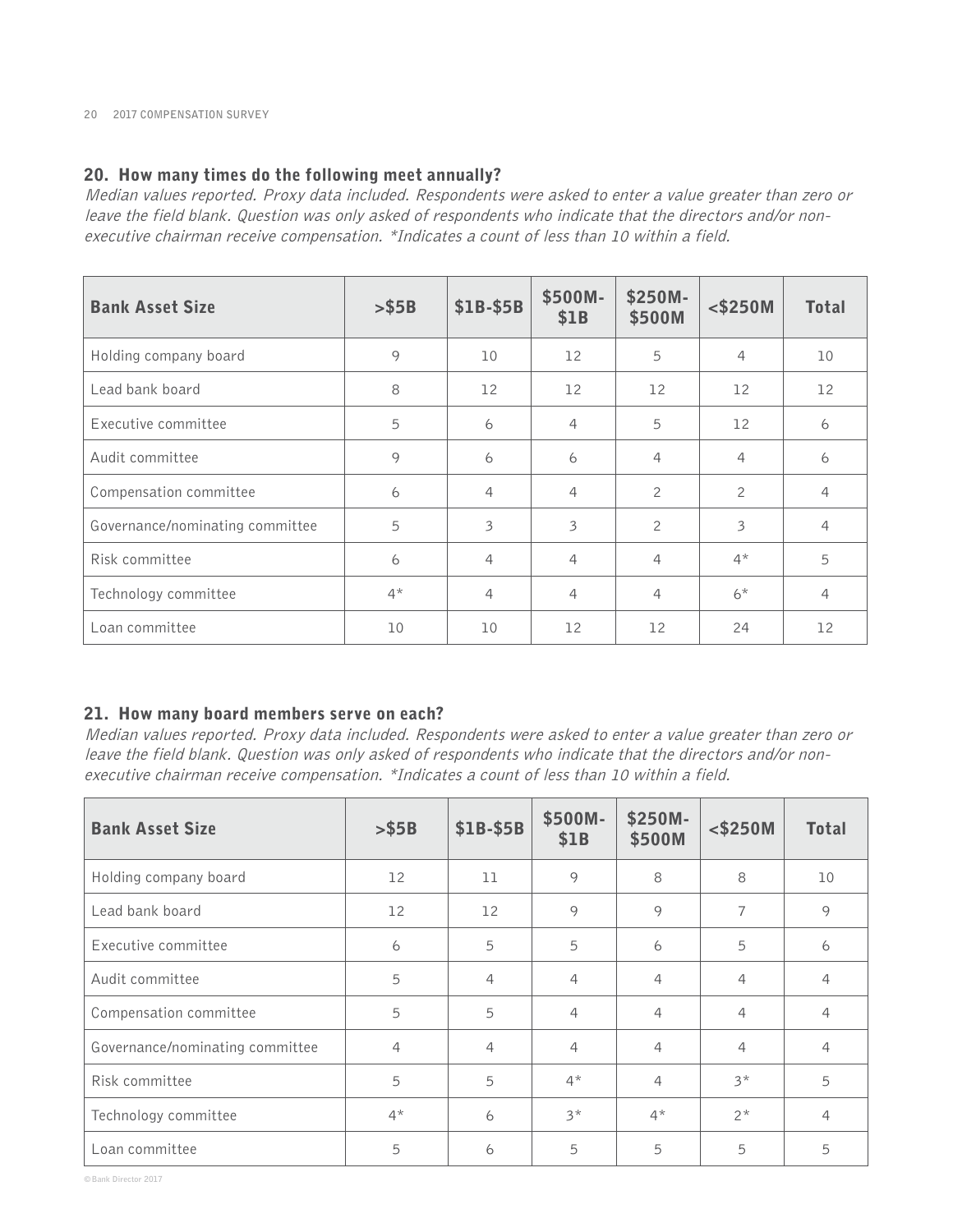## 20. How many times do the following meet annually?

*Median values reported. Proxy data included. Respondents were asked to enter a value greater than zero or leave the field blank. Question was only asked of respondents who indicate that the directors and/or non-executive chairman receive compensation. *Indicates a count of less than 10 within a field.*

| Bank Asset Size | >$5B | $1B-$5B | $500M-$1B | $250M-$500M | <$250M | Total |
|---|---|---|---|---|---|---|
| Holding company board | 9 | 10 | 12 | 5 | 4 | 10 |
| Lead bank board | 8 | 12 | 12 | 12 | 12 | 12 |
| Executive committee | 5 | 6 | 4 | 5 | 12 | 6 |
| Audit committee | 9 | 6 | 6 | 4 | 4 | 6 |
| Compensation committee | 6 | 4 | 4 | 2 | 2 | 4 |
| Governance/nominating committee | 5 | 3 | 3 | 2 | 3 | 4 |
| Risk committee | 6 | 4 | 4 | 4 | 4* | 5 |
| Technology committee | 4* | 4 | 4 | 4 | 6* | 4 |
| Loan committee | 10 | 10 | 12 | 12 | 24 | 12 |

## 21. How many board members serve on each?

*Median values reported. Proxy data included. Respondents were asked to enter a value greater than zero or leave the field blank. Question was only asked of respondents who indicate that the directors and/or non-executive chairman receive compensation. *Indicates a count of less than 10 within a field.*

| Bank Asset Size | >$5B | $1B-$5B | $500M-$1B | $250M-$500M | <$250M | Total |
|---|---|---|---|---|---|---|
| Holding company board | 12 | 11 | 9 | 8 | 8 | 10 |
| Lead bank board | 12 | 12 | 9 | 9 | 7 | 9 |
| Executive committee | 6 | 5 | 5 | 6 | 5 | 6 |
| Audit committee | 5 | 4 | 4 | 4 | 4 | 4 |
| Compensation committee | 5 | 5 | 4 | 4 | 4 | 4 |
| Governance/nominating committee | 4 | 4 | 4 | 4 | 4 | 4 |
| Risk committee | 5 | 5 | 4* | 4 | 3* | 5 |
| Technology committee | 4* | 6 | 3* | 4* | 2* | 4 |
| Loan committee | 5 | 6 | 5 | 5 | 5 | 5 |

© Bank Director 2017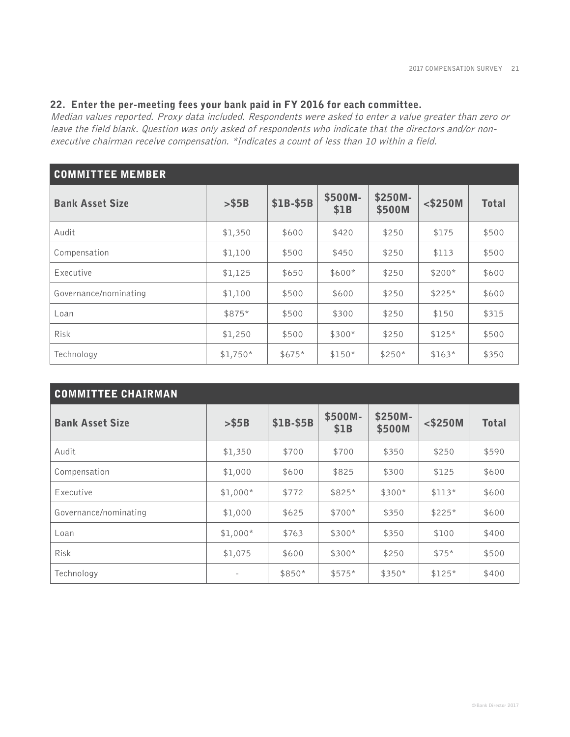## 22. Enter the per-meeting fees your bank paid in FY 2016 for each committee.

*Median values reported. Proxy data included. Respondents were asked to enter a value greater than zero or leave the field blank. Question was only asked of respondents who indicate that the directors and/or non-executive chairman receive compensation. *Indicates a count of less than 10 within a field.*

### COMMITTEE MEMBER

| Bank Asset Size | >$5B | $1B-$5B | $500M-$1B | $250M-$500M | <$250M | Total |
|---|---|---|---|---|---|---|
| Audit | $1,350 | $600 | $420 | $250 | $175 | $500 |
| Compensation | $1,100 | $500 | $450 | $250 | $113 | $500 |
| Executive | $1,125 | $650 | $600* | $250 | $200* | $600 |
| Governance/nominating | $1,100 | $500 | $600 | $250 | $225* | $600 |
| Loan | $875* | $500 | $300 | $250 | $150 | $315 |
| Risk | $1,250 | $500 | $300* | $250 | $125* | $500 |
| Technology | $1,750* | $675* | $150* | $250* | $163* | $350 |

### COMMITTEE CHAIRMAN

| Bank Asset Size | >$5B | $1B-$5B | $500M-$1B | $250M-$500M | <$250M | Total |
|---|---|---|---|---|---|---|
| Audit | $1,350 | $700 | $700 | $350 | $250 | $590 |
| Compensation | $1,000 | $600 | $825 | $300 | $125 | $600 |
| Executive | $1,000* | $772 | $825* | $300* | $113* | $600 |
| Governance/nominating | $1,000 | $625 | $700* | $350 | $225* | $600 |
| Loan | $1,000* | $763 | $300* | $350 | $100 | $400 |
| Risk | $1,075 | $600 | $300* | $250 | $75* | $500 |
| Technology | - | $850* | $575* | $350* | $125* | $400 |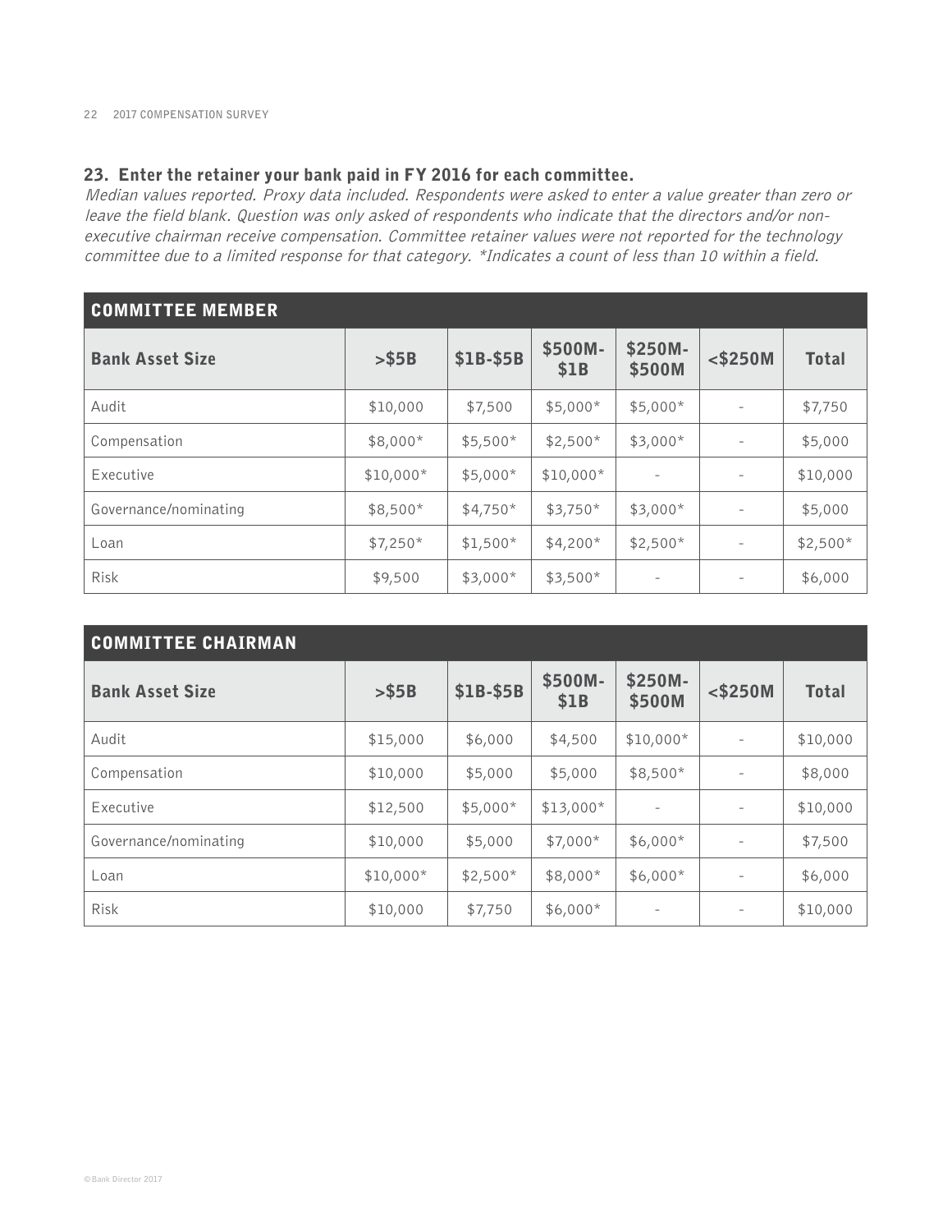## 23. Enter the retainer your bank paid in FY 2016 for each committee.

*Median values reported. Proxy data included. Respondents were asked to enter a value greater than zero or leave the field blank. Question was only asked of respondents who indicate that the directors and/or non-executive chairman receive compensation. Committee retainer values were not reported for the technology committee due to a limited response for that category. *Indicates a count of less than 10 within a field.*

### COMMITTEE MEMBER

| Bank Asset Size | >$5B | $1B-$5B | $500M-$1B | $250M-$500M | <$250M | Total |
|---|---|---|---|---|---|---|
| Audit | $10,000 | $7,500 | $5,000* | $5,000* | - | $7,750 |
| Compensation | $8,000* | $5,500* | $2,500* | $3,000* | - | $5,000 |
| Executive | $10,000* | $5,000* | $10,000* | - | - | $10,000 |
| Governance/nominating | $8,500* | $4,750* | $3,750* | $3,000* | - | $5,000 |
| Loan | $7,250* | $1,500* | $4,200* | $2,500* | - | $2,500* |
| Risk | $9,500 | $3,000* | $3,500* | - | - | $6,000 |

### COMMITTEE CHAIRMAN

| Bank Asset Size | >$5B | $1B-$5B | $500M-$1B | $250M-$500M | <$250M | Total |
|---|---|---|---|---|---|---|
| Audit | $15,000 | $6,000 | $4,500 | $10,000* | - | $10,000 |
| Compensation | $10,000 | $5,000 | $5,000 | $8,500* | - | $8,000 |
| Executive | $12,500 | $5,000* | $13,000* | - | - | $10,000 |
| Governance/nominating | $10,000 | $5,000 | $7,000* | $6,000* | - | $7,500 |
| Loan | $10,000* | $2,500* | $8,000* | $6,000* | - | $6,000 |
| Risk | $10,000 | $7,750 | $6,000* | - | - | $10,000 |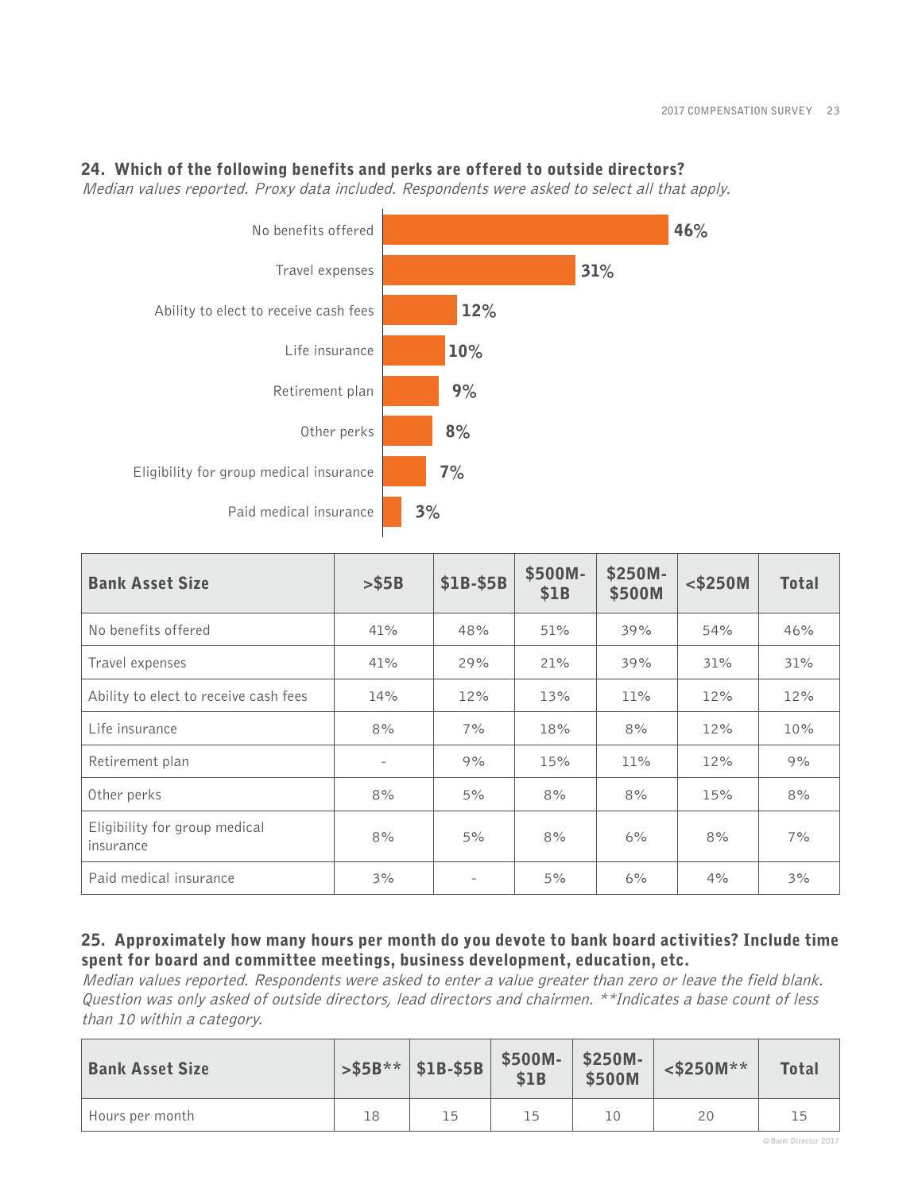## 24. Which of the following benefits and perks are offered to outside directors?

*Median values reported. Proxy data included. Respondents were asked to select all that apply.*

No benefits offered 46%
Travel expenses 31%
Ability to elect to receive cash fees 12%
Life insurance 10%
Retirement plan 9%
Other perks 8%
Eligibility for group medical insurance 7%
Paid medical insurance 3%

| Bank Asset Size | >$5B | $1B-$5B | $500M-$1B | $250M-$500M | <$250M | Total |
|---|---|---|---|---|---|---|
| No benefits offered | 41% | 48% | 51% | 39% | 54% | 46% |
| Travel expenses | 41% | 29% | 21% | 39% | 31% | 31% |
| Ability to elect to receive cash fees | 14% | 12% | 13% | 11% | 12% | 12% |
| Life insurance | 8% | 7% | 18% | 8% | 12% | 10% |
| Retirement plan | - | 9% | 15% | 11% | 12% | 9% |
| Other perks | 8% | 5% | 8% | 8% | 15% | 8% |
| Eligibility for group medical insurance | 8% | 5% | 8% | 6% | 8% | 7% |
| Paid medical insurance | 3% | - | 5% | 6% | 4% | 3% |

## 25. Approximately how many hours per month do you devote to bank board activities? Include time spent for board and committee meetings, business development, education, etc.

*Median values reported. Respondents were asked to enter a value greater than zero or leave the field blank. Question was only asked of outside directors, lead directors and chairmen. **Indicates a base count of less than 10 within a category.*

| Bank Asset Size | >$5B** | $1B-$5B | $500M-$1B | $250M-$500M | <$250M** | Total |
|---|---|---|---|---|---|---|
| Hours per month | 18 | 15 | 15 | 10 | 20 | 15 |

© Bank Director 2017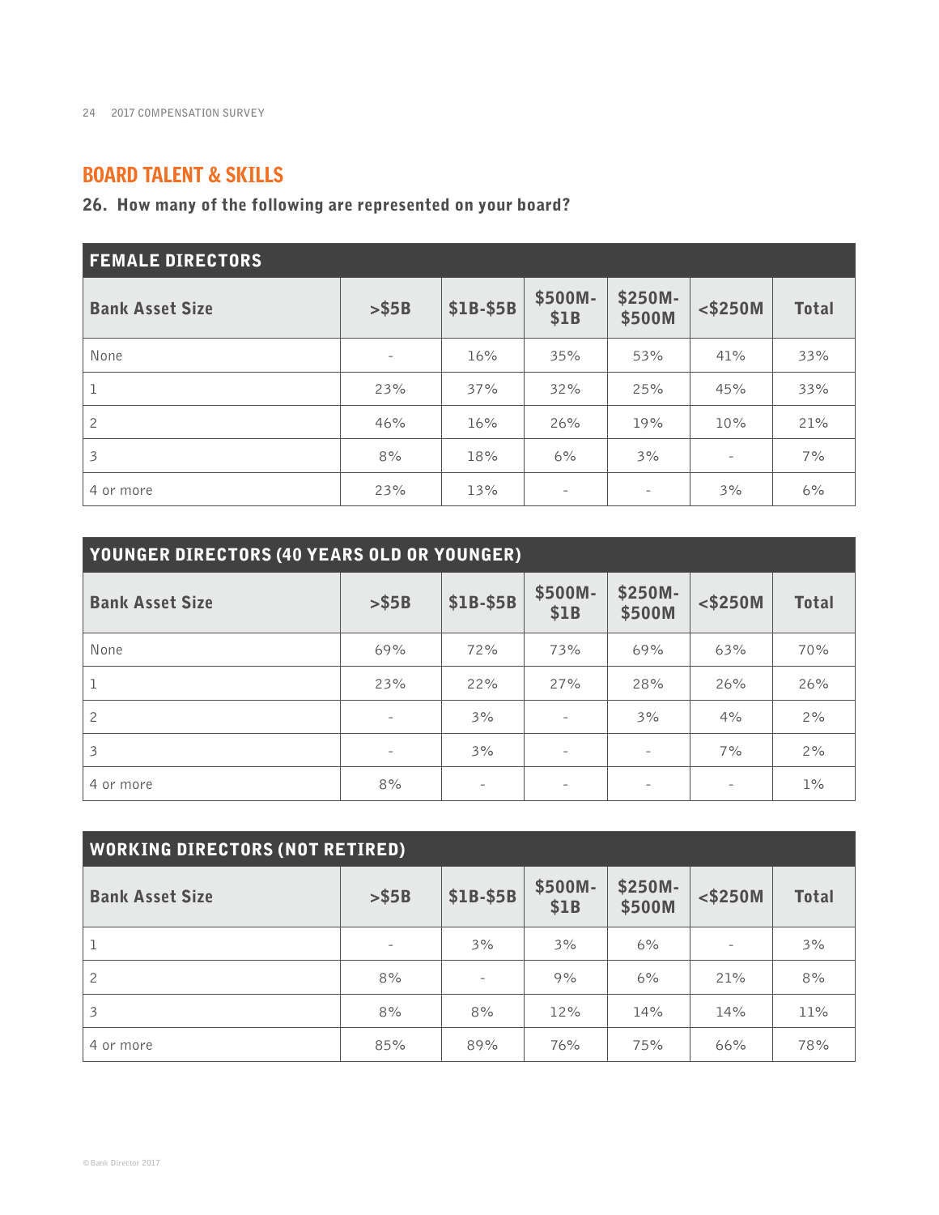## BOARD TALENT & SKILLS

### 26. How many of the following are represented on your board?

| FEMALE DIRECTORS | | | | | | |
|---|---|---|---|---|---|---|
| **Bank Asset Size** | **>$5B** | **$1B-$5B** | **$500M-$1B** | **$250M-$500M** | **<$250M** | **Total** |
| None | - | 16% | 35% | 53% | 41% | 33% |
| 1 | 23% | 37% | 32% | 25% | 45% | 33% |
| 2 | 46% | 16% | 26% | 19% | 10% | 21% |
| 3 | 8% | 18% | 6% | 3% | - | 7% |
| 4 or more | 23% | 13% | - | - | 3% | 6% |

| YOUNGER DIRECTORS (40 YEARS OLD OR YOUNGER) | | | | | | |
|---|---|---|---|---|---|---|
| **Bank Asset Size** | **>$5B** | **$1B-$5B** | **$500M-$1B** | **$250M-$500M** | **<$250M** | **Total** |
| None | 69% | 72% | 73% | 69% | 63% | 70% |
| 1 | 23% | 22% | 27% | 28% | 26% | 26% |
| 2 | - | 3% | - | 3% | 4% | 2% |
| 3 | - | 3% | - | - | 7% | 2% |
| 4 or more | 8% | - | - | - | - | 1% |

| WORKING DIRECTORS (NOT RETIRED) | | | | | | |
|---|---|---|---|---|---|---|
| **Bank Asset Size** | **>$5B** | **$1B-$5B** | **$500M-$1B** | **$250M-$500M** | **<$250M** | **Total** |
| 1 | - | 3% | 3% | 6% | - | 3% |
| 2 | 8% | - | 9% | 6% | 21% | 8% |
| 3 | 8% | 8% | 12% | 14% | 14% | 11% |
| 4 or more | 85% | 89% | 76% | 75% | 66% | 78% |

© Bank Director 2017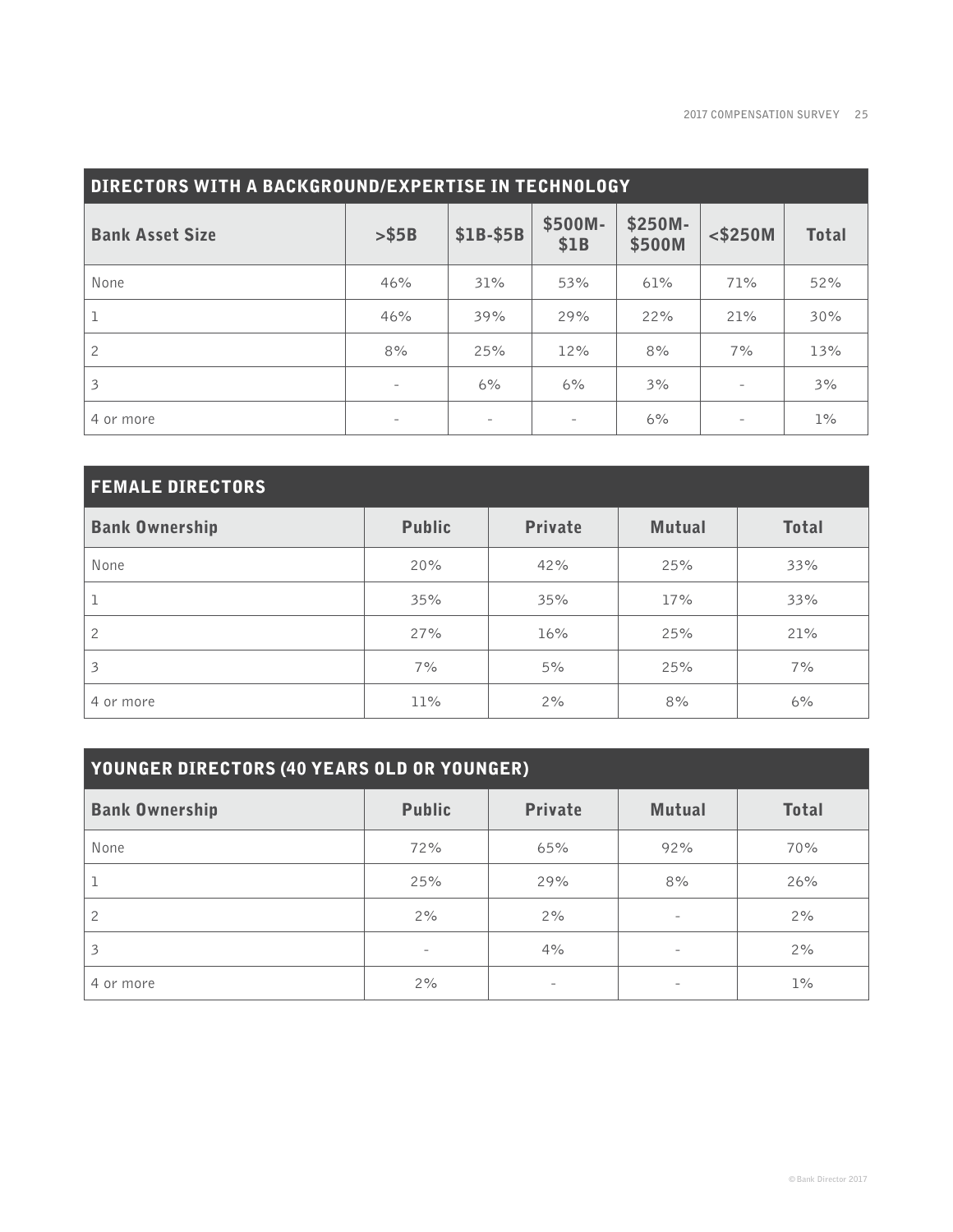## DIRECTORS WITH A BACKGROUND/EXPERTISE IN TECHNOLOGY

| Bank Asset Size | >$5B | $1B-$5B | $500M-$1B | $250M-$500M | <$250M | Total |
|---|---|---|---|---|---|---|
| None | 46% | 31% | 53% | 61% | 71% | 52% |
| 1 | 46% | 39% | 29% | 22% | 21% | 30% |
| 2 | 8% | 25% | 12% | 8% | 7% | 13% |
| 3 | - | 6% | 6% | 3% | - | 3% |
| 4 or more | - | - | - | 6% | - | 1% |

## FEMALE DIRECTORS

| Bank Ownership | Public | Private | Mutual | Total |
|---|---|---|---|---|
| None | 20% | 42% | 25% | 33% |
| 1 | 35% | 35% | 17% | 33% |
| 2 | 27% | 16% | 25% | 21% |
| 3 | 7% | 5% | 25% | 7% |
| 4 or more | 11% | 2% | 8% | 6% |

## YOUNGER DIRECTORS (40 YEARS OLD OR YOUNGER)

| Bank Ownership | Public | Private | Mutual | Total |
|---|---|---|---|---|
| None | 72% | 65% | 92% | 70% |
| 1 | 25% | 29% | 8% | 26% |
| 2 | 2% | 2% | - | 2% |
| 3 | - | 4% | - | 2% |
| 4 or more | 2% | - | - | 1% |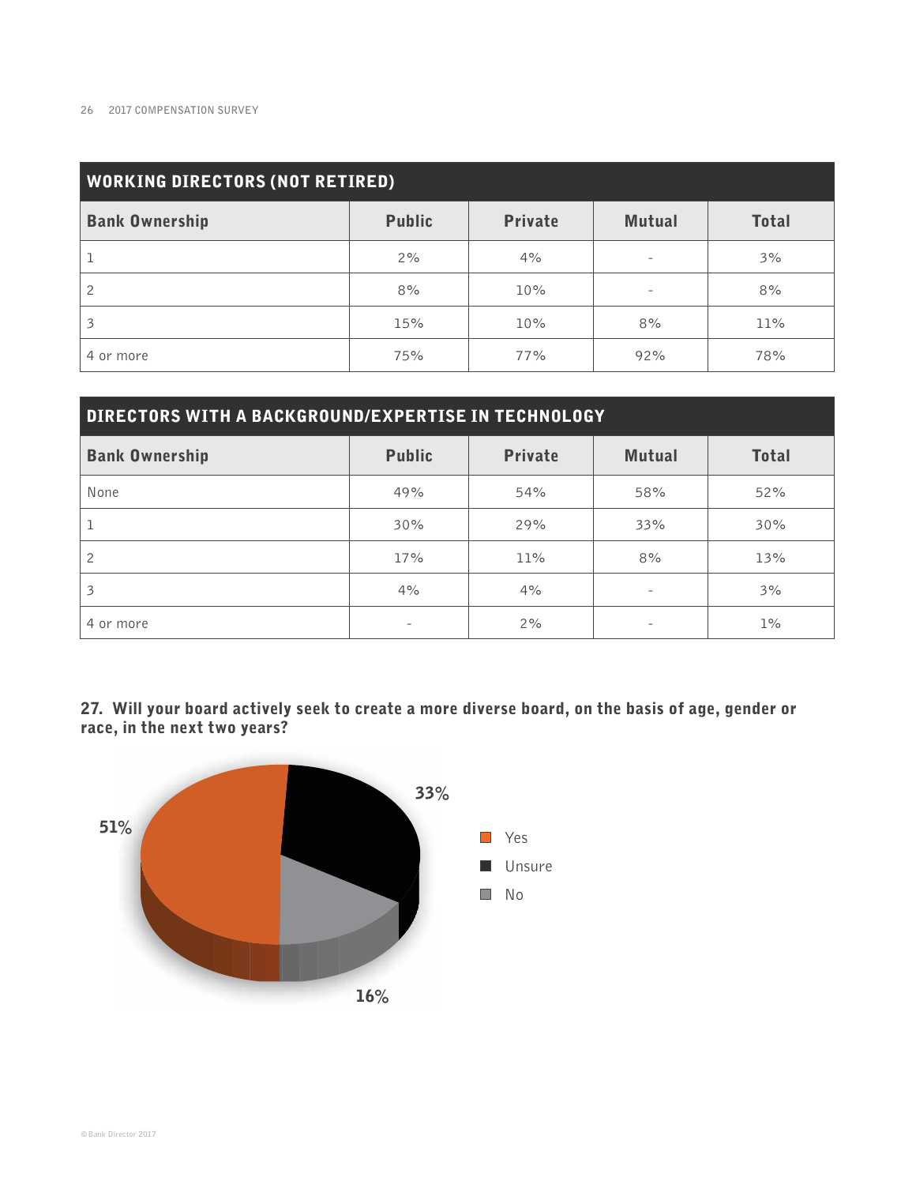| WORKING DIRECTORS (NOT RETIRED) | | | | |
|---|---|---|---|---|
| **Bank Ownership** | **Public** | **Private** | **Mutual** | **Total** |
| 1 | 2% | 4% | - | 3% |
| 2 | 8% | 10% | - | 8% |
| 3 | 15% | 10% | 8% | 11% |
| 4 or more | 75% | 77% | 92% | 78% |

| DIRECTORS WITH A BACKGROUND/EXPERTISE IN TECHNOLOGY | | | | |
|---|---|---|---|---|
| **Bank Ownership** | **Public** | **Private** | **Mutual** | **Total** |
| None | 49% | 54% | 58% | 52% |
| 1 | 30% | 29% | 33% | 30% |
| 2 | 17% | 11% | 8% | 13% |
| 3 | 4% | 4% | - | 3% |
| 4 or more | - | 2% | - | 1% |

**27. Will your board actively seek to create a more diverse board, on the basis of age, gender or race, in the next two years?**

51%
33%
16%

Yes
Unsure
No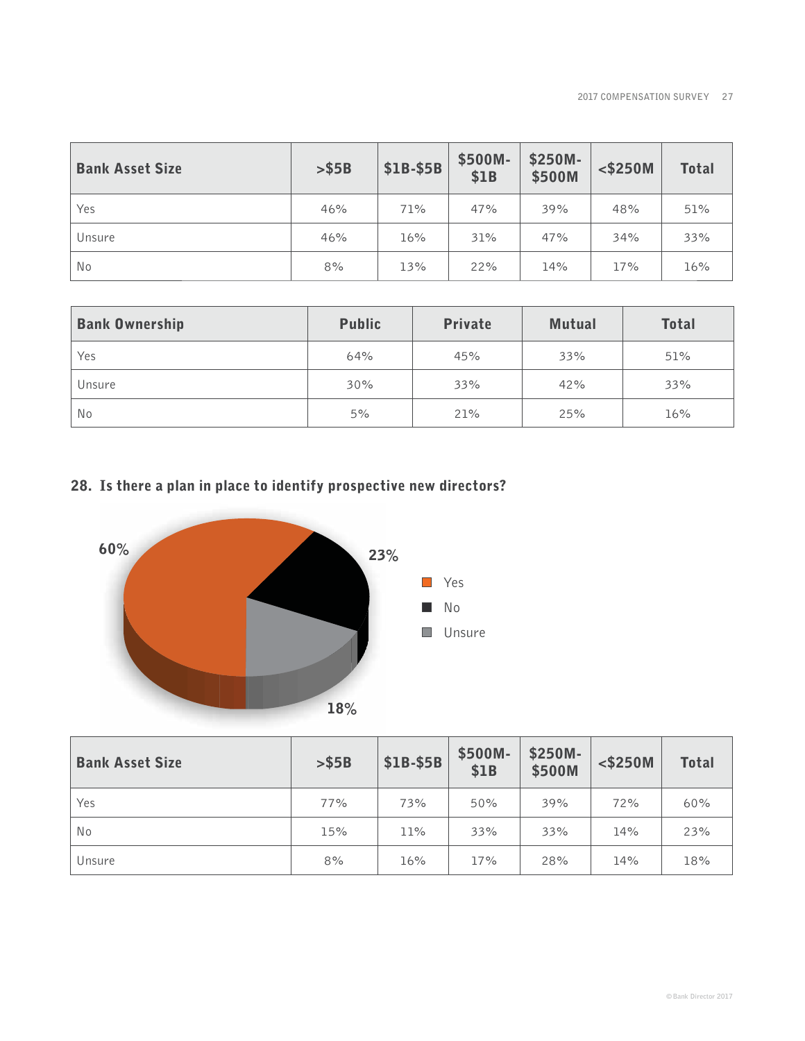| Bank Asset Size | >$5B | $1B-$5B | $500M-$1B | $250M-$500M | <$250M | Total |
|---|---|---|---|---|---|---|
| Yes | 46% | 71% | 47% | 39% | 48% | 51% |
| Unsure | 46% | 16% | 31% | 47% | 34% | 33% |
| No | 8% | 13% | 22% | 14% | 17% | 16% |

| Bank Ownership | Public | Private | Mutual | Total |
|---|---|---|---|---|
| Yes | 64% | 45% | 33% | 51% |
| Unsure | 30% | 33% | 42% | 33% |
| No | 5% | 21% | 25% | 16% |

## 28. Is there a plan in place to identify prospective new directors?

60%
23%
18%

Yes
No
Unsure

| Bank Asset Size | >$5B | $1B-$5B | $500M-$1B | $250M-$500M | <$250M | Total |
|---|---|---|---|---|---|---|
| Yes | 77% | 73% | 50% | 39% | 72% | 60% |
| No | 15% | 11% | 33% | 33% | 14% | 23% |
| Unsure | 8% | 16% | 17% | 28% | 14% | 18% |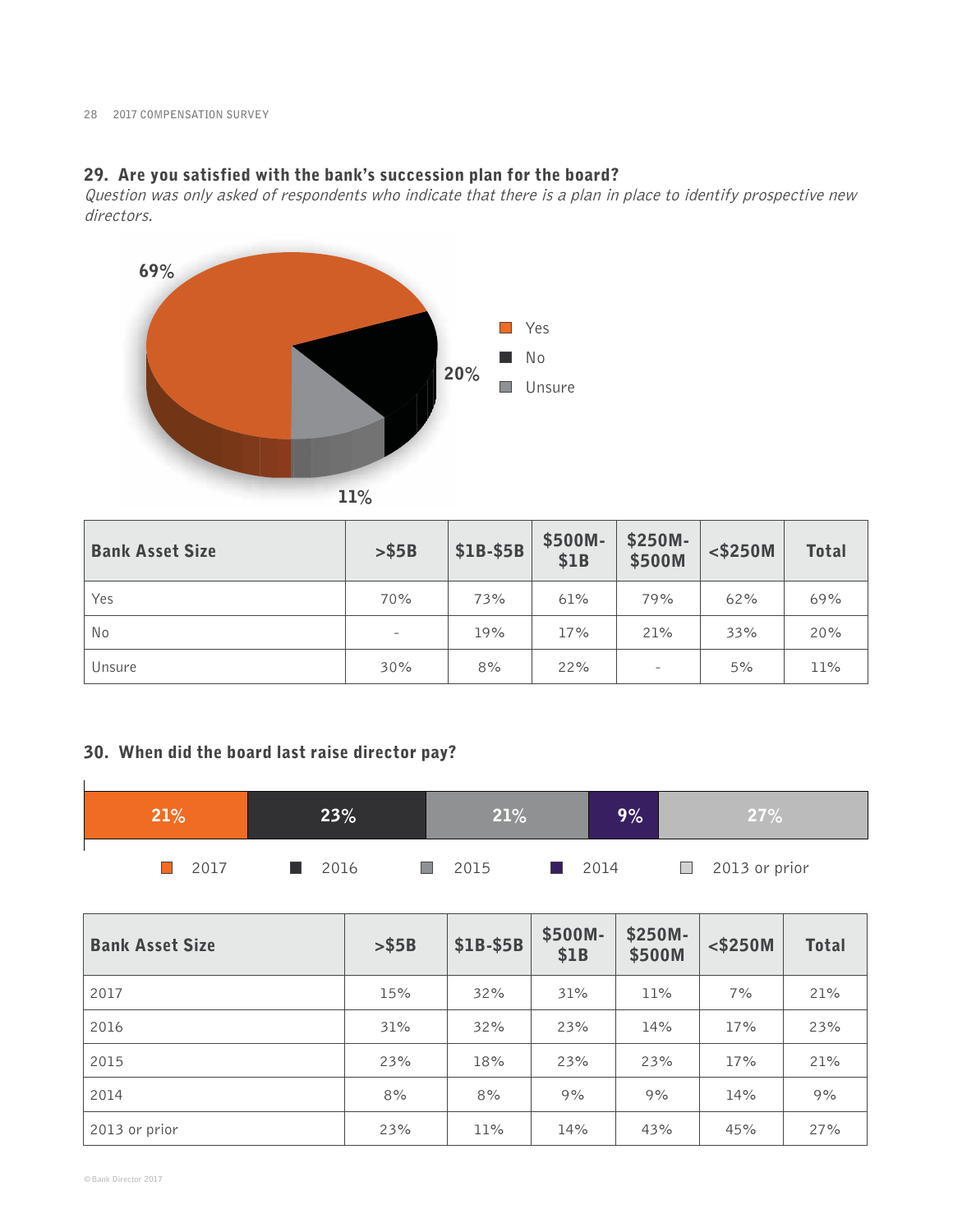## 29. Are you satisfied with the bank's succession plan for the board?

*Question was only asked of respondents who indicate that there is a plan in place to identify prospective new directors.*

69%
20%
11%

Yes
No
Unsure

| Bank Asset Size | >$5B | $1B-$5B | $500M-$1B | $250M-$500M | <$250M | Total |
|---|---|---|---|---|---|---|
| Yes | 70% | 73% | 61% | 79% | 62% | 69% |
| No | - | 19% | 17% | 21% | 33% | 20% |
| Unsure | 30% | 8% | 22% | - | 5% | 11% |

## 30. When did the board last raise director pay?

21% 23% 21% 9% 27%

2017 2016 2015 2014 2013 or prior

| Bank Asset Size | >$5B | $1B-$5B | $500M-$1B | $250M-$500M | <$250M | Total |
|---|---|---|---|---|---|---|
| 2017 | 15% | 32% | 31% | 11% | 7% | 21% |
| 2016 | 31% | 32% | 23% | 14% | 17% | 23% |
| 2015 | 23% | 18% | 23% | 23% | 17% | 21% |
| 2014 | 8% | 8% | 9% | 9% | 14% | 9% |
| 2013 or prior | 23% | 11% | 14% | 43% | 45% | 27% |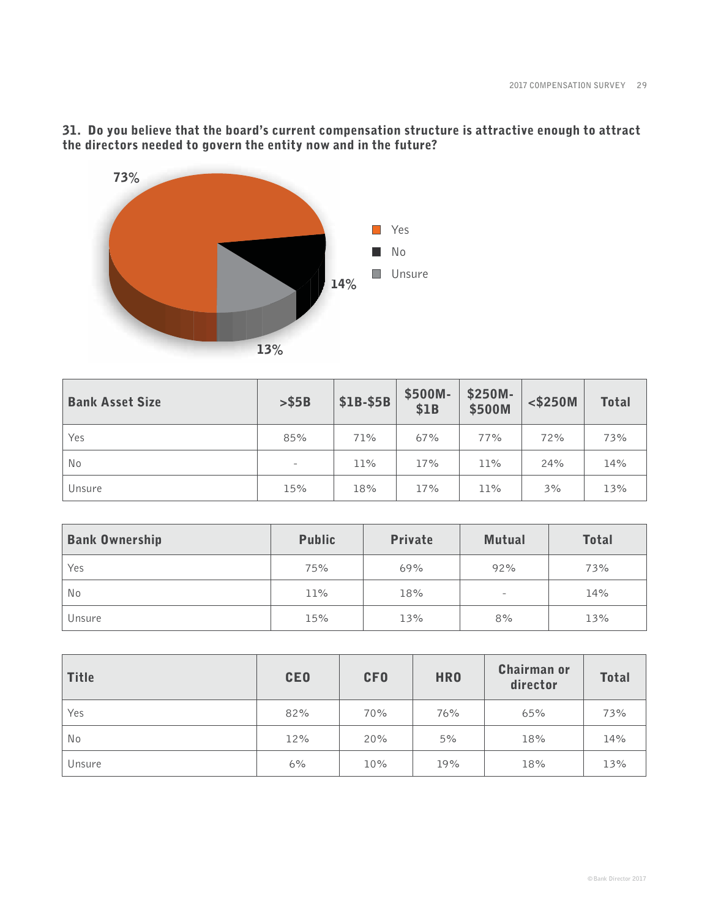**31. Do you believe that the board's current compensation structure is attractive enough to attract the directors needed to govern the entity now and in the future?**

73%

14%

13%

Yes

No

Unsure

| Bank Asset Size | >$5B | $1B-$5B | $500M-$1B | $250M-$500M | <$250M | Total |
|---|---|---|---|---|---|---|
| Yes | 85% | 71% | 67% | 77% | 72% | 73% |
| No | - | 11% | 17% | 11% | 24% | 14% |
| Unsure | 15% | 18% | 17% | 11% | 3% | 13% |

| Bank Ownership | Public | Private | Mutual | Total |
|---|---|---|---|---|
| Yes | 75% | 69% | 92% | 73% |
| No | 11% | 18% | - | 14% |
| Unsure | 15% | 13% | 8% | 13% |

| Title | CEO | CFO | HRO | Chairman or director | Total |
|---|---|---|---|---|---|
| Yes | 82% | 70% | 76% | 65% | 73% |
| No | 12% | 20% | 5% | 18% | 14% |
| Unsure | 6% | 10% | 19% | 18% | 13% |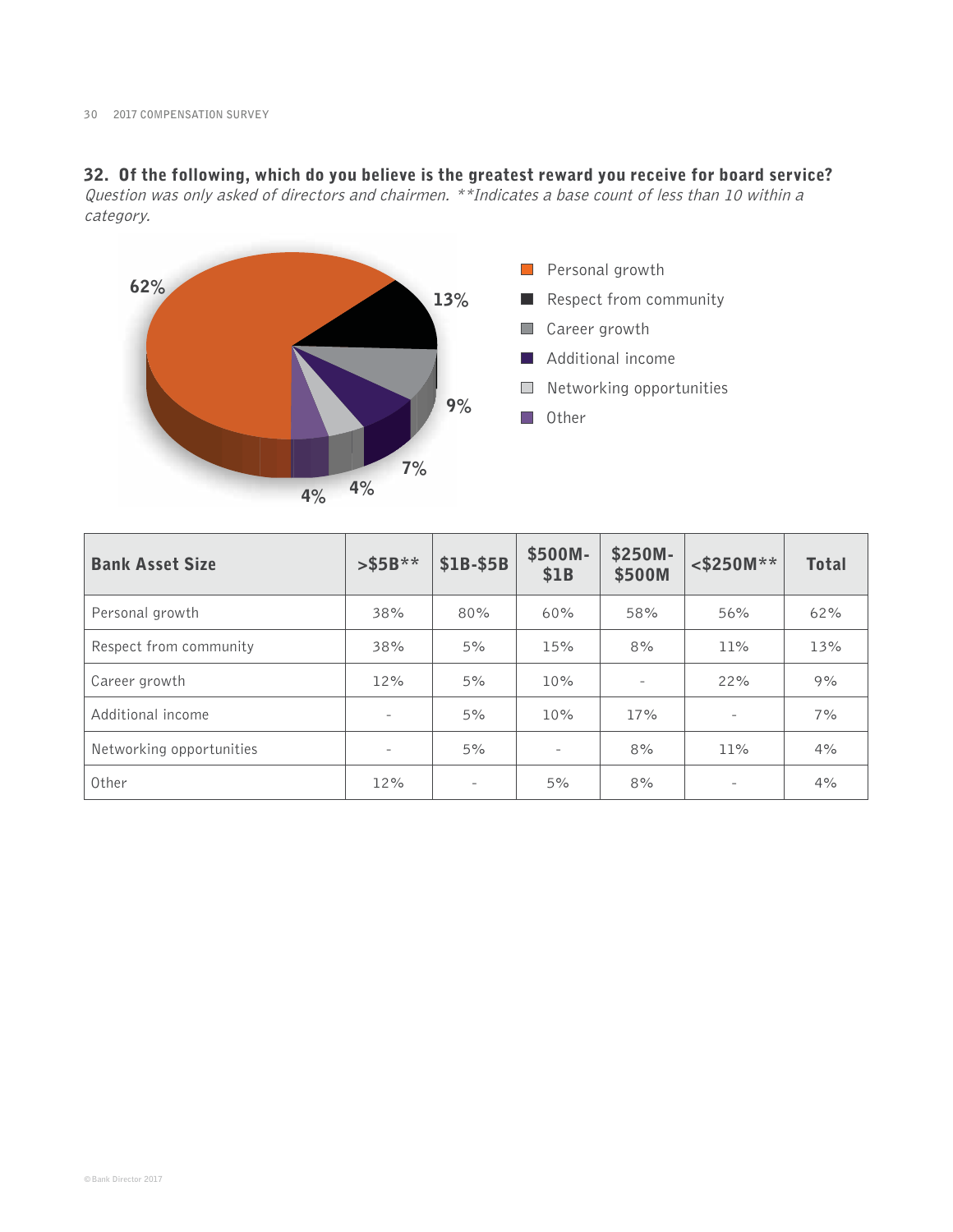## 32. Of the following, which do you believe is the greatest reward you receive for board service?

*Question was only asked of directors and chairmen. **Indicates a base count of less than 10 within a category.*

62%
13%
9%
7%
4%
4%

Personal growth
Respect from community
Career growth
Additional income
Networking opportunities
Other

| Bank Asset Size | >$5B** | $1B-$5B | $500M-$1B | $250M-$500M | <$250M** | Total |
|---|---|---|---|---|---|---|
| Personal growth | 38% | 80% | 60% | 58% | 56% | 62% |
| Respect from community | 38% | 5% | 15% | 8% | 11% | 13% |
| Career growth | 12% | 5% | 10% | - | 22% | 9% |
| Additional income | - | 5% | 10% | 17% | - | 7% |
| Networking opportunities | - | 5% | - | 8% | 11% | 4% |
| Other | 12% | - | 5% | 8% | - | 4% |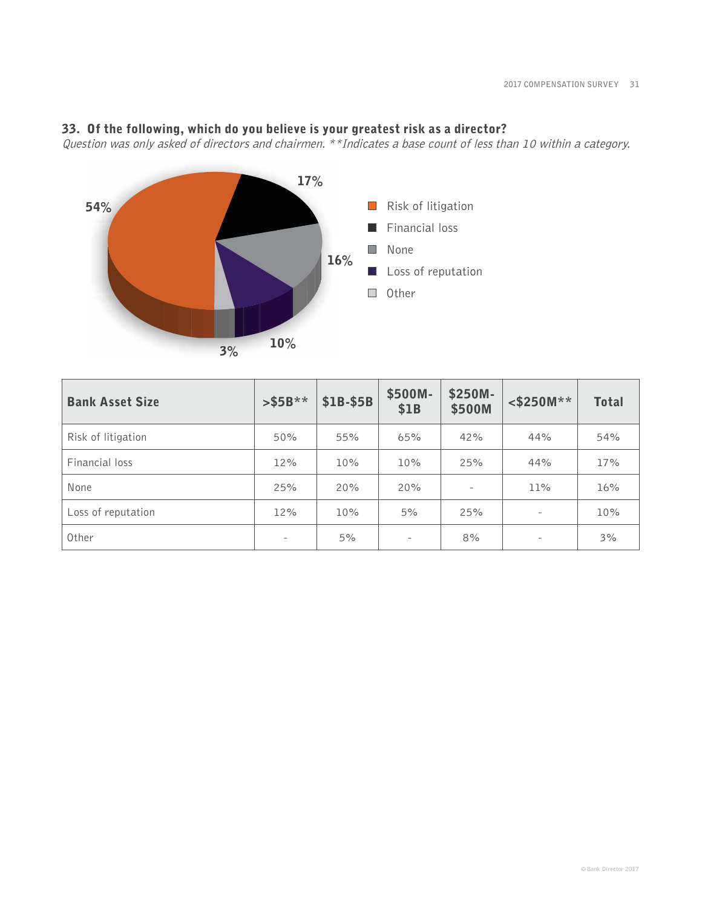### 33. Of the following, which do you believe is your greatest risk as a director?

*Question was only asked of directors and chairmen. **Indicates a base count of less than 10 within a category.*

54%
17%
16%
10%
3%

Risk of litigation
Financial loss
None
Loss of reputation
Other

| Bank Asset Size | >$5B** | $1B-$5B | $500M-$1B | $250M-$500M | <$250M** | Total |
|---|---|---|---|---|---|---|
| Risk of litigation | 50% | 55% | 65% | 42% | 44% | 54% |
| Financial loss | 12% | 10% | 10% | 25% | 44% | 17% |
| None | 25% | 20% | 20% | - | 11% | 16% |
| Loss of reputation | 12% | 10% | 5% | 25% | - | 10% |
| Other | - | 5% | - | 8% | - | 3% |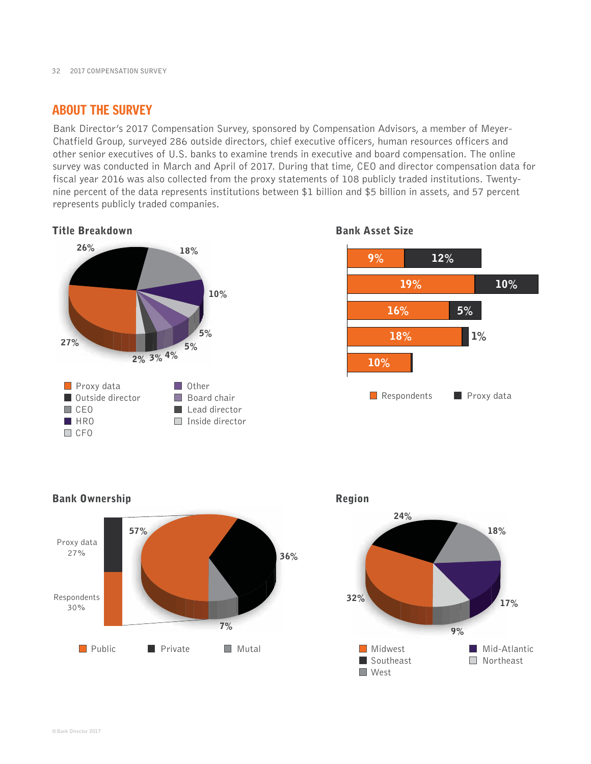## ABOUT THE SURVEY

Bank Director's 2017 Compensation Survey, sponsored by Compensation Advisors, a member of Meyer-Chatfield Group, surveyed 286 outside directors, chief executive officers, human resources officers and other senior executives of U.S. banks to examine trends in executive and board compensation. The online survey was conducted in March and April of 2017. During that time, CEO and director compensation data for fiscal year 2016 was also collected from the proxy statements of 108 publicly traded institutions. Twenty-nine percent of the data represents institutions between $1 billion and $5 billion in assets, and 57 percent represents publicly traded companies.

### Title Breakdown

26%
18%
10%
5%
5%
4%
3%
2%
27%

Proxy data
Outside director
CEO
HRO
CFO
Other
Board chair
Lead director
Inside director

### Bank Asset Size

9% 12%
19% 10%
16% 5%
18% 1%
10%

Respondents
Proxy data

### Bank Ownership

Proxy data 27%
Respondents 30%
57%
36%
7%

Public
Private
Mutal

### Region

24%
18%
17%
9%
32%

Midwest
Southeast
West
Mid-Atlantic
Northeast